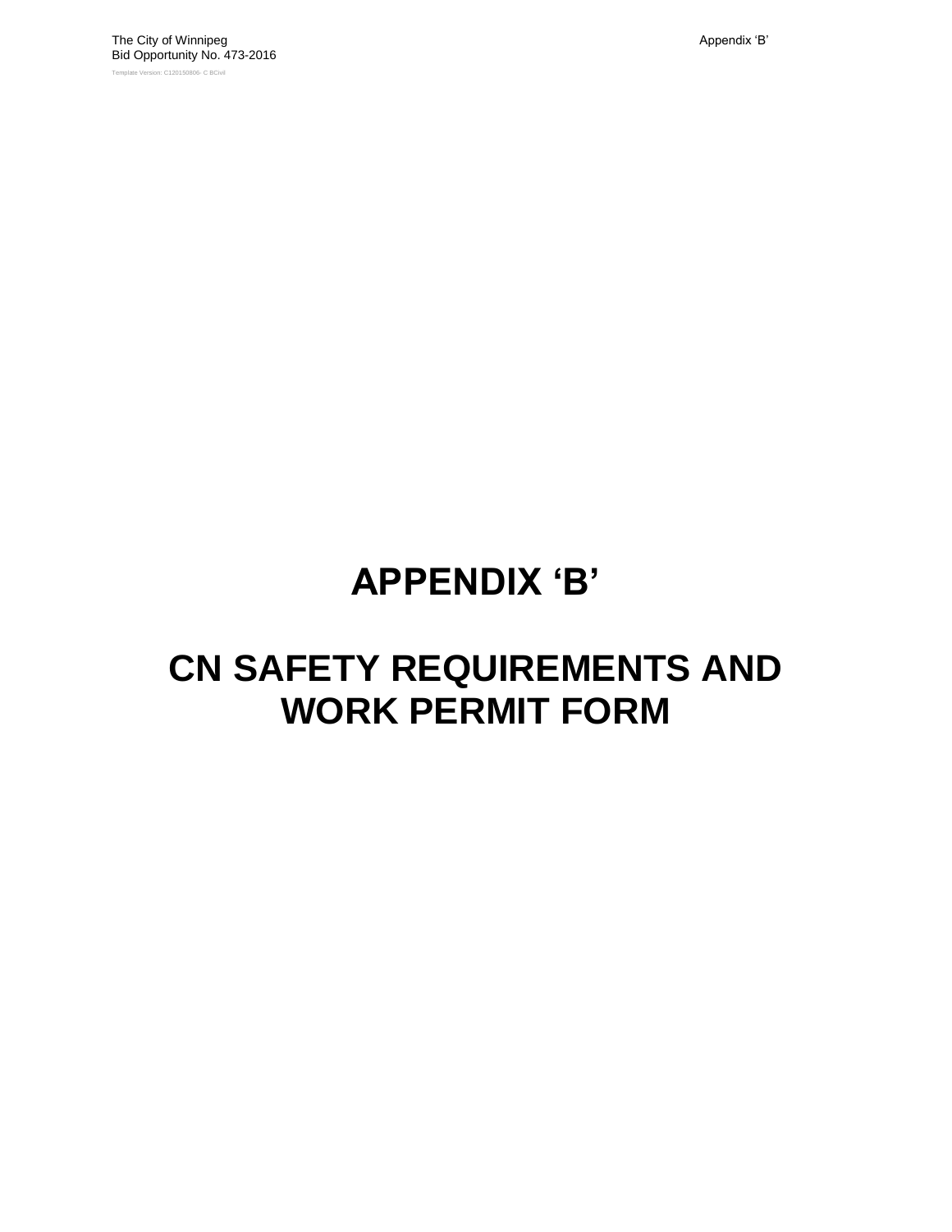# APPENDIX 'B'

# CN SAFETY REQUIREMENTS AND WORK PERMIT FORM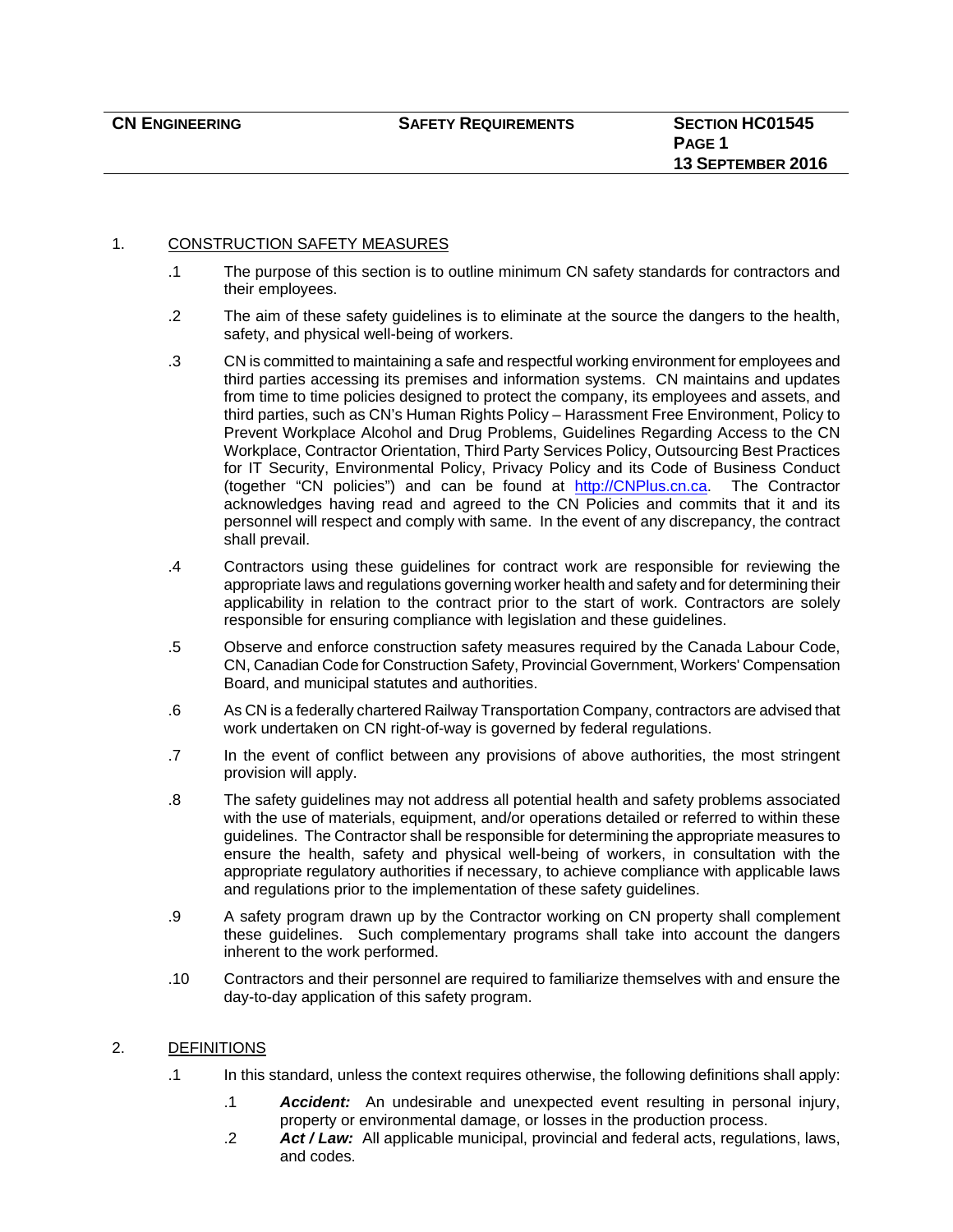## 1. CONSTRUCTION SAFETY MEASURES

.1 The purpose of this section is to outline minimum CN safety standards for contractors and their employees.

.2 The aim of these safety guidelines is to eliminate at the source the dangers to the health, safety, and physical well-being of workers.

.3 CN is committed to maintaining a safe and respectful working environment for employees and third parties accessing its premises and information systems. CN maintains and updates from time to time policies designed to protect the company, its employees and assets, and third parties, such as CN's Human Rights Policy – Harassment Free Environment, Policy to Prevent Workplace Alcohol and Drug Problems, Guidelines Regarding Access to the CN Workplace, Contractor Orientation, Third Party Services Policy, Outsourcing Best Practices for IT Security, Environmental Policy, Privacy Policy and its Code of Business Conduct (together "CN policies") and can be found at [http://CNPlus.cn.ca](http://CNPlus.cn.ca). The Contractor acknowledges having read and agreed to the CN Policies and commits that it and its personnel will respect and comply with same. In the event of any discrepancy, the contract shall prevail.

.4 Contractors using these guidelines for contract work are responsible for reviewing the appropriate laws and regulations governing worker health and safety and for determining their applicability in relation to the contract prior to the start of work. Contractors are solely responsible for ensuring compliance with legislation and these guidelines.

.5 Observe and enforce construction safety measures required by the Canada Labour Code, CN, Canadian Code for Construction Safety, Provincial Government, Workers' Compensation Board, and municipal statutes and authorities.

.6 As CN is a federally chartered Railway Transportation Company, contractors are advised that work undertaken on CN right-of-way is governed by federal regulations.

.7 In the event of conflict between any provisions of above authorities, the most stringent provision will apply.

.8 The safety guidelines may not address all potential health and safety problems associated with the use of materials, equipment, and/or operations detailed or referred to within these guidelines. The Contractor shall be responsible for determining the appropriate measures to ensure the health, safety and physical well-being of workers, in consultation with the appropriate regulatory authorities if necessary, to achieve compliance with applicable laws and regulations prior to the implementation of these safety guidelines.

.9 A safety program drawn up by the Contractor working on CN property shall complement these guidelines. Such complementary programs shall take into account the dangers inherent to the work performed.

.10 Contractors and their personnel are required to familiarize themselves with and ensure the day-to-day application of this safety program.

## 2. DEFINITIONS

.1 In this standard, unless the context requires otherwise, the following definitions shall apply:

- .1 ***Accident:*** An undesirable and unexpected event resulting in personal injury, property or environmental damage, or losses in the production process.
- .2 ***Act / Law:*** All applicable municipal, provincial and federal acts, regulations, laws, and codes.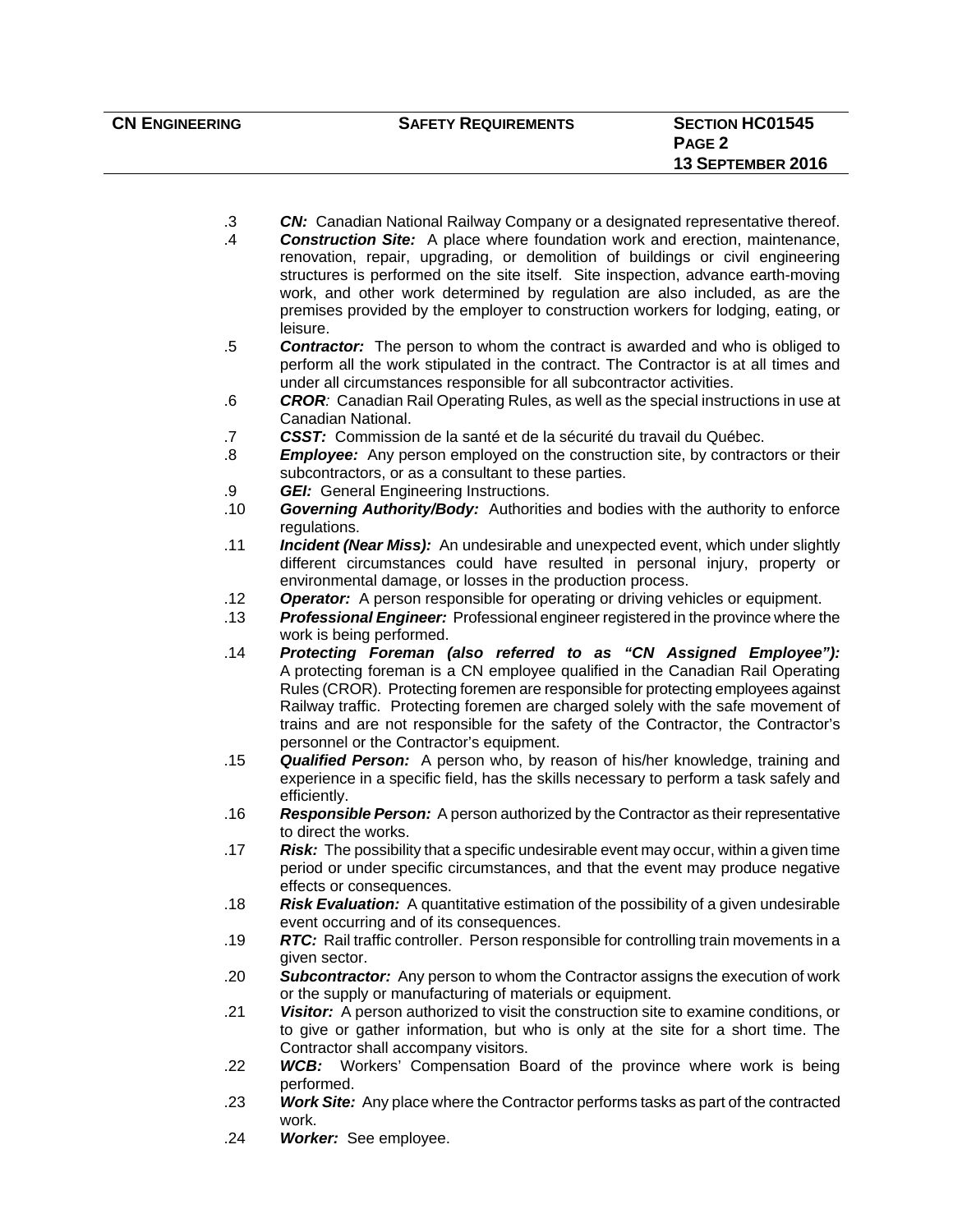.3 ***CN:*** Canadian National Railway Company or a designated representative thereof.

.4 ***Construction Site:*** A place where foundation work and erection, maintenance, renovation, repair, upgrading, or demolition of buildings or civil engineering structures is performed on the site itself. Site inspection, advance earth-moving work, and other work determined by regulation are also included, as are the premises provided by the employer to construction workers for lodging, eating, or leisure.

.5 ***Contractor:*** The person to whom the contract is awarded and who is obliged to perform all the work stipulated in the contract. The Contractor is at all times and under all circumstances responsible for all subcontractor activities.

.6 ***CROR****:* Canadian Rail Operating Rules, as well as the special instructions in use at Canadian National.

.7 ***CSST:*** Commission de la santé et de la sécurité du travail du Québec.

.8 ***Employee:*** Any person employed on the construction site, by contractors or their subcontractors, or as a consultant to these parties.

.9 ***GEI:*** General Engineering Instructions.

.10 ***Governing Authority/Body:*** Authorities and bodies with the authority to enforce regulations.

.11 ***Incident (Near Miss):*** An undesirable and unexpected event, which under slightly different circumstances could have resulted in personal injury, property or environmental damage, or losses in the production process.

.12 ***Operator:*** A person responsible for operating or driving vehicles or equipment.

.13 ***Professional Engineer:*** Professional engineer registered in the province where the work is being performed.

.14 ***Protecting Foreman (also referred to as "CN Assigned Employee"):*** A protecting foreman is a CN employee qualified in the Canadian Rail Operating Rules (CROR). Protecting foremen are responsible for protecting employees against Railway traffic. Protecting foremen are charged solely with the safe movement of trains and are not responsible for the safety of the Contractor, the Contractor's personnel or the Contractor's equipment.

.15 ***Qualified Person:*** A person who, by reason of his/her knowledge, training and experience in a specific field, has the skills necessary to perform a task safely and efficiently.

.16 ***Responsible Person:*** A person authorized by the Contractor as their representative to direct the works.

.17 ***Risk:*** The possibility that a specific undesirable event may occur, within a given time period or under specific circumstances, and that the event may produce negative effects or consequences.

.18 ***Risk Evaluation:*** A quantitative estimation of the possibility of a given undesirable event occurring and of its consequences.

.19 ***RTC:*** Rail traffic controller. Person responsible for controlling train movements in a given sector.

.20 ***Subcontractor:*** Any person to whom the Contractor assigns the execution of work or the supply or manufacturing of materials or equipment.

.21 ***Visitor:*** A person authorized to visit the construction site to examine conditions, or to give or gather information, but who is only at the site for a short time. The Contractor shall accompany visitors.

.22 ***WCB:*** Workers' Compensation Board of the province where work is being performed.

.23 ***Work Site:*** Any place where the Contractor performs tasks as part of the contracted work.

.24 ***Worker:*** See employee.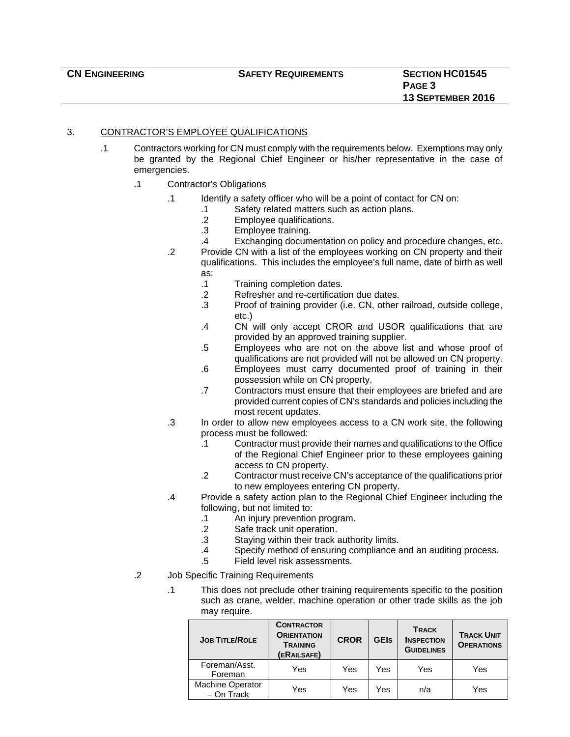3. CONTRACTOR'S EMPLOYEE QUALIFICATIONS

.1 Contractors working for CN must comply with the requirements below. Exemptions may only be granted by the Regional Chief Engineer or his/her representative in the case of emergencies.

.1 Contractor's Obligations

.1 Identify a safety officer who will be a point of contact for CN on:
- .1 Safety related matters such as action plans.
- .2 Employee qualifications.
- .3 Employee training.
- .4 Exchanging documentation on policy and procedure changes, etc.

.2 Provide CN with a list of the employees working on CN property and their qualifications. This includes the employee's full name, date of birth as well as:
- .1 Training completion dates.
- .2 Refresher and re-certification due dates.
- .3 Proof of training provider (i.e. CN, other railroad, outside college, etc.)
- .4 CN will only accept CROR and USOR qualifications that are provided by an approved training supplier.
- .5 Employees who are not on the above list and whose proof of qualifications are not provided will not be allowed on CN property.
- .6 Employees must carry documented proof of training in their possession while on CN property.
- .7 Contractors must ensure that their employees are briefed and are provided current copies of CN's standards and policies including the most recent updates.

.3 In order to allow new employees access to a CN work site, the following process must be followed:
- .1 Contractor must provide their names and qualifications to the Office of the Regional Chief Engineer prior to these employees gaining access to CN property.
- .2 Contractor must receive CN's acceptance of the qualifications prior to new employees entering CN property.

.4 Provide a safety action plan to the Regional Chief Engineer including the following, but not limited to:
- .1 An injury prevention program.
- .2 Safe track unit operation.
- .3 Staying within their track authority limits.
- .4 Specify method of ensuring compliance and an auditing process.
- .5 Field level risk assessments.

.2 Job Specific Training Requirements

.1 This does not preclude other training requirements specific to the position such as crane, welder, machine operation or other trade skills as the job may require.

| JOB TITLE/ROLE | CONTRACTOR ORIENTATION TRAINING (ERAILSAFE) | CROR | GEIS | TRACK INSPECTION GUIDELINES | TRACK UNIT OPERATIONS |
|---|---|---|---|---|---|
| Foreman/Asst. Foreman | Yes | Yes | Yes | Yes | Yes |
| Machine Operator – On Track | Yes | Yes | Yes | n/a | Yes |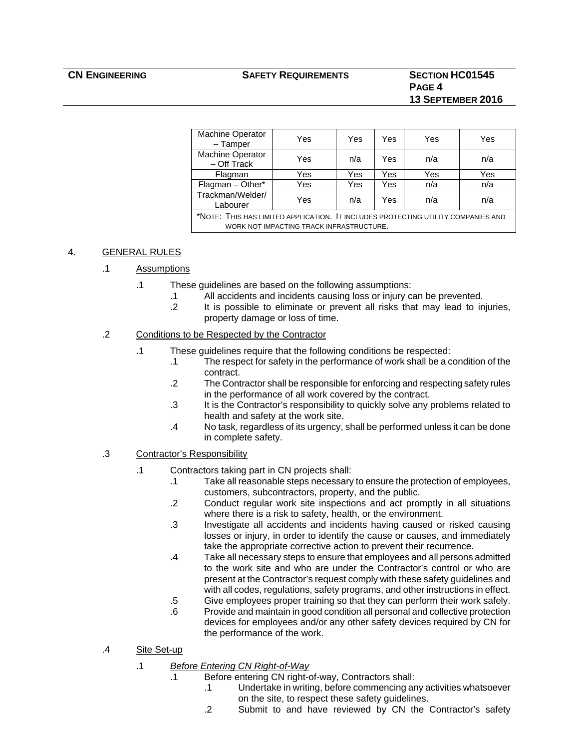| Machine Operator – Tamper | Yes | Yes | Yes | Yes | Yes |
|---|---|---|---|---|---|
| Machine Operator – Off Track | Yes | n/a | Yes | n/a | n/a |
| Flagman | Yes | Yes | Yes | Yes | Yes |
| Flagman – Other* | Yes | Yes | Yes | n/a | n/a |
| Trackman/Welder/ Labourer | Yes | n/a | Yes | n/a | n/a |
| *NOTE: THIS HAS LIMITED APPLICATION. IT INCLUDES PROTECTING UTILITY COMPANIES AND WORK NOT IMPACTING TRACK INFRASTRUCTURE. | | | | | |

4. GENERAL RULES

.1 Assumptions

.1 These guidelines are based on the following assumptions:
  .1 All accidents and incidents causing loss or injury can be prevented.
  .2 It is possible to eliminate or prevent all risks that may lead to injuries, property damage or loss of time.

.2 Conditions to be Respected by the Contractor

.1 These guidelines require that the following conditions be respected:
  .1 The respect for safety in the performance of work shall be a condition of the contract.
  .2 The Contractor shall be responsible for enforcing and respecting safety rules in the performance of all work covered by the contract.
  .3 It is the Contractor's responsibility to quickly solve any problems related to health and safety at the work site.
  .4 No task, regardless of its urgency, shall be performed unless it can be done in complete safety.

.3 Contractor's Responsibility

.1 Contractors taking part in CN projects shall:
  .1 Take all reasonable steps necessary to ensure the protection of employees, customers, subcontractors, property, and the public.
  .2 Conduct regular work site inspections and act promptly in all situations where there is a risk to safety, health, or the environment.
  .3 Investigate all accidents and incidents having caused or risked causing losses or injury, in order to identify the cause or causes, and immediately take the appropriate corrective action to prevent their recurrence.
  .4 Take all necessary steps to ensure that employees and all persons admitted to the work site and who are under the Contractor's control or who are present at the Contractor's request comply with these safety guidelines and with all codes, regulations, safety programs, and other instructions in effect.
  .5 Give employees proper training so that they can perform their work safely.
  .6 Provide and maintain in good condition all personal and collective protection devices for employees and/or any other safety devices required by CN for the performance of the work.

.4 Site Set-up

.1 *Before Entering CN Right-of-Way*
  .1 Before entering CN right-of-way, Contractors shall:
    .1 Undertake in writing, before commencing any activities whatsoever on the site, to respect these safety guidelines.
    .2 Submit to and have reviewed by CN the Contractor's safety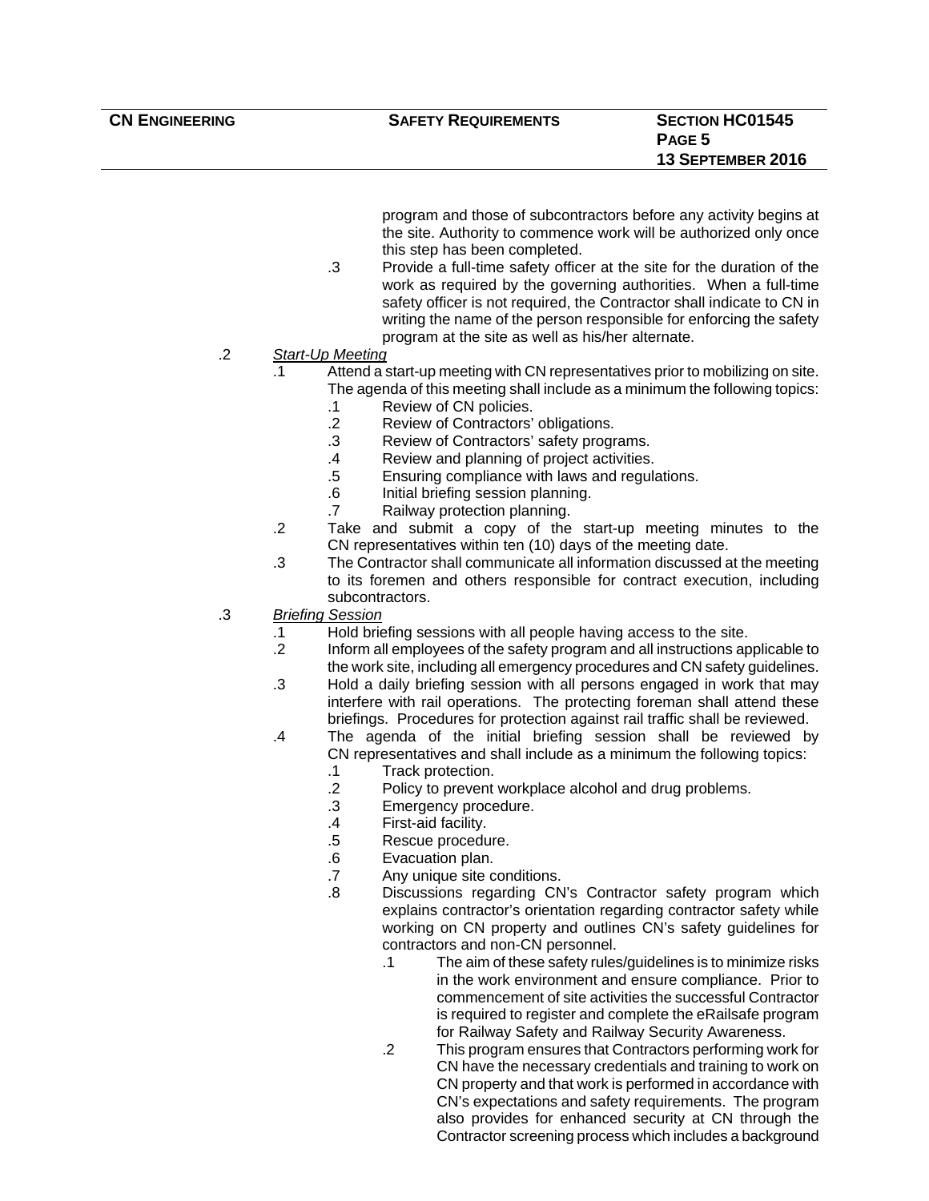program and those of subcontractors before any activity begins at the site. Authority to commence work will be authorized only once this step has been completed.

.3 Provide a full-time safety officer at the site for the duration of the work as required by the governing authorities. When a full-time safety officer is not required, the Contractor shall indicate to CN in writing the name of the person responsible for enforcing the safety program at the site as well as his/her alternate.

.2 *Start-Up Meeting*

- .1 Attend a start-up meeting with CN representatives prior to mobilizing on site. The agenda of this meeting shall include as a minimum the following topics:
  - .1 Review of CN policies.
  - .2 Review of Contractors' obligations.
  - .3 Review of Contractors' safety programs.
  - .4 Review and planning of project activities.
  - .5 Ensuring compliance with laws and regulations.
  - .6 Initial briefing session planning.
  - .7 Railway protection planning.
- .2 Take and submit a copy of the start-up meeting minutes to the CN representatives within ten (10) days of the meeting date.
- .3 The Contractor shall communicate all information discussed at the meeting to its foremen and others responsible for contract execution, including subcontractors.

.3 *Briefing Session*

- .1 Hold briefing sessions with all people having access to the site.
- .2 Inform all employees of the safety program and all instructions applicable to the work site, including all emergency procedures and CN safety guidelines.
- .3 Hold a daily briefing session with all persons engaged in work that may interfere with rail operations. The protecting foreman shall attend these briefings. Procedures for protection against rail traffic shall be reviewed.
- .4 The agenda of the initial briefing session shall be reviewed by CN representatives and shall include as a minimum the following topics:
  - .1 Track protection.
  - .2 Policy to prevent workplace alcohol and drug problems.
  - .3 Emergency procedure.
  - .4 First-aid facility.
  - .5 Rescue procedure.
  - .6 Evacuation plan.
  - .7 Any unique site conditions.
  - .8 Discussions regarding CN's Contractor safety program which explains contractor's orientation regarding contractor safety while working on CN property and outlines CN's safety guidelines for contractors and non-CN personnel.
    - .1 The aim of these safety rules/guidelines is to minimize risks in the work environment and ensure compliance. Prior to commencement of site activities the successful Contractor is required to register and complete the eRailsafe program for Railway Safety and Railway Security Awareness.
    - .2 This program ensures that Contractors performing work for CN have the necessary credentials and training to work on CN property and that work is performed in accordance with CN's expectations and safety requirements. The program also provides for enhanced security at CN through the Contractor screening process which includes a background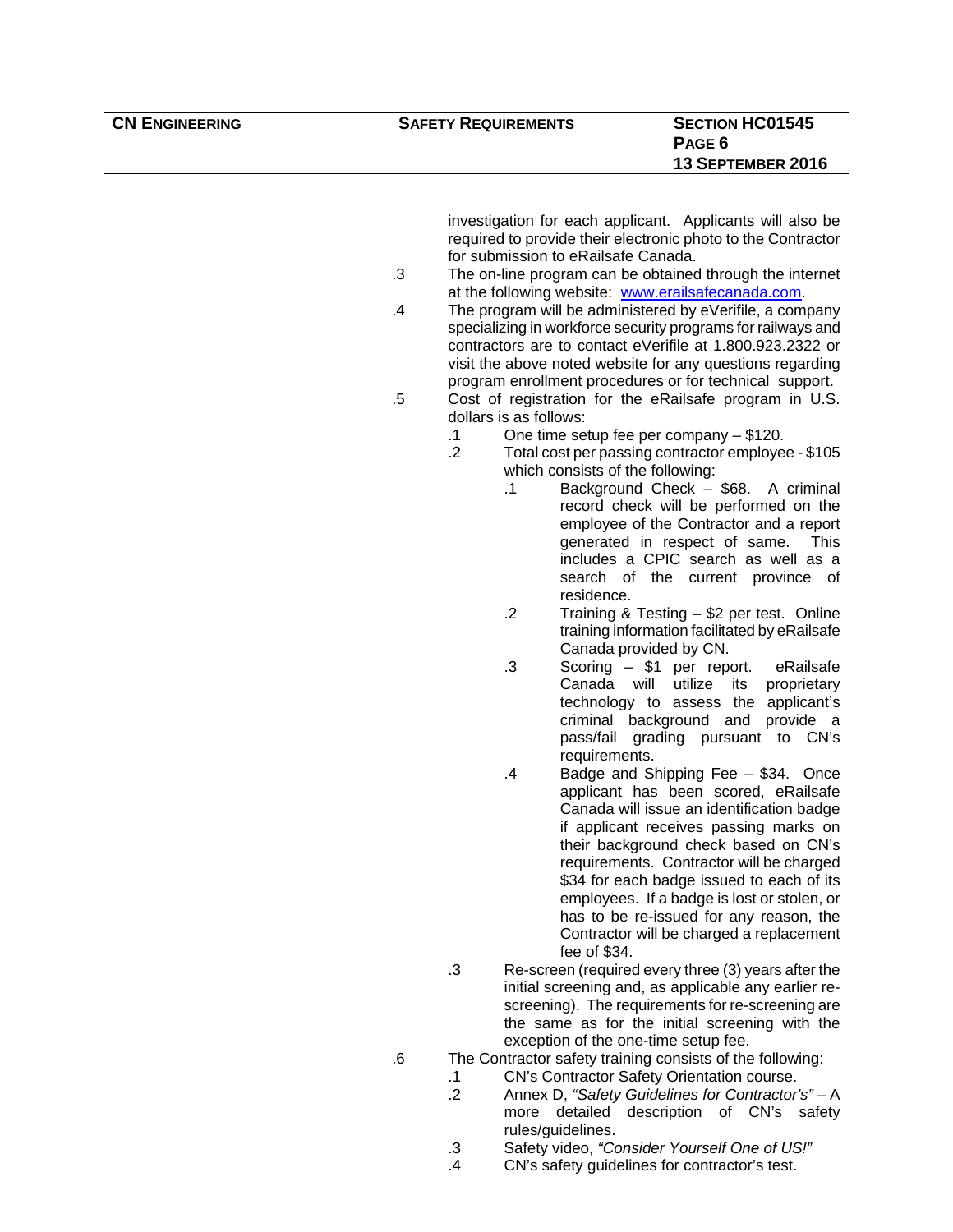investigation for each applicant. Applicants will also be required to provide their electronic photo to the Contractor for submission to eRailsafe Canada.

.3 The on-line program can be obtained through the internet at the following website: [www.erailsafecanada.com](http://www.erailsafecanada.com).

.4 The program will be administered by eVerifile, a company specializing in workforce security programs for railways and contractors are to contact eVerifile at 1.800.923.2322 or visit the above noted website for any questions regarding program enrollment procedures or for technical support.

.5 Cost of registration for the eRailsafe program in U.S. dollars is as follows:

- .1 One time setup fee per company – $120.
- .2 Total cost per passing contractor employee - $105 which consists of the following:
  - .1 Background Check – $68. A criminal record check will be performed on the employee of the Contractor and a report generated in respect of same. This includes a CPIC search as well as a search of the current province of residence.
  - .2 Training & Testing – $2 per test. Online training information facilitated by eRailsafe Canada provided by CN.
  - .3 Scoring – $1 per report. eRailsafe Canada will utilize its proprietary technology to assess the applicant's criminal background and provide a pass/fail grading pursuant to CN's requirements.
  - .4 Badge and Shipping Fee – $34. Once applicant has been scored, eRailsafe Canada will issue an identification badge if applicant receives passing marks on their background check based on CN's requirements. Contractor will be charged $34 for each badge issued to each of its employees. If a badge is lost or stolen, or has to be re-issued for any reason, the Contractor will be charged a replacement fee of $34.
- .3 Re-screen (required every three (3) years after the initial screening and, as applicable any earlier re-screening). The requirements for re-screening are the same as for the initial screening with the exception of the one-time setup fee.

.6 The Contractor safety training consists of the following:

- .1 CN's Contractor Safety Orientation course.
- .2 Annex D, *"Safety Guidelines for Contractor's"* – A more detailed description of CN's safety rules/guidelines.
- .3 Safety video, *"Consider Yourself One of US!"*
- .4 CN's safety guidelines for contractor's test.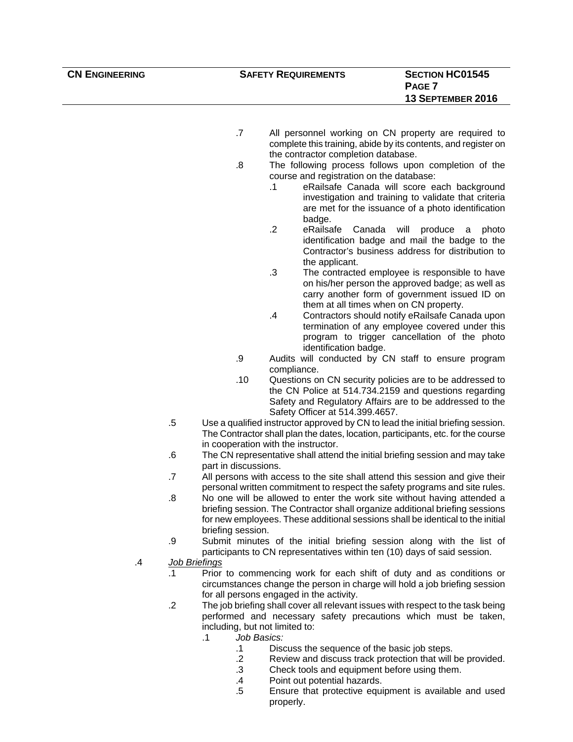.7 All personnel working on CN property are required to complete this training, abide by its contents, and register on the contractor completion database.

.8 The following process follows upon completion of the course and registration on the database:

.1 eRailsafe Canada will score each background investigation and training to validate that criteria are met for the issuance of a photo identification badge.

.2 eRailsafe Canada will produce a photo identification badge and mail the badge to the Contractor's business address for distribution to the applicant.

.3 The contracted employee is responsible to have on his/her person the approved badge; as well as carry another form of government issued ID on them at all times when on CN property.

.4 Contractors should notify eRailsafe Canada upon termination of any employee covered under this program to trigger cancellation of the photo identification badge.

.9 Audits will conducted by CN staff to ensure program compliance.

.10 Questions on CN security policies are to be addressed to the CN Police at 514.734.2159 and questions regarding Safety and Regulatory Affairs are to be addressed to the Safety Officer at 514.399.4657.

.5 Use a qualified instructor approved by CN to lead the initial briefing session. The Contractor shall plan the dates, location, participants, etc. for the course in cooperation with the instructor.

.6 The CN representative shall attend the initial briefing session and may take part in discussions.

.7 All persons with access to the site shall attend this session and give their personal written commitment to respect the safety programs and site rules.

.8 No one will be allowed to enter the work site without having attended a briefing session. The Contractor shall organize additional briefing sessions for new employees. These additional sessions shall be identical to the initial briefing session.

.9 Submit minutes of the initial briefing session along with the list of participants to CN representatives within ten (10) days of said session.

.4 *Job Briefings*

.1 Prior to commencing work for each shift of duty and as conditions or circumstances change the person in charge will hold a job briefing session for all persons engaged in the activity.

.2 The job briefing shall cover all relevant issues with respect to the task being performed and necessary safety precautions which must be taken, including, but not limited to:

.1 *Job Basics:*

.1 Discuss the sequence of the basic job steps.

.2 Review and discuss track protection that will be provided.

.3 Check tools and equipment before using them.

.4 Point out potential hazards.

.5 Ensure that protective equipment is available and used properly.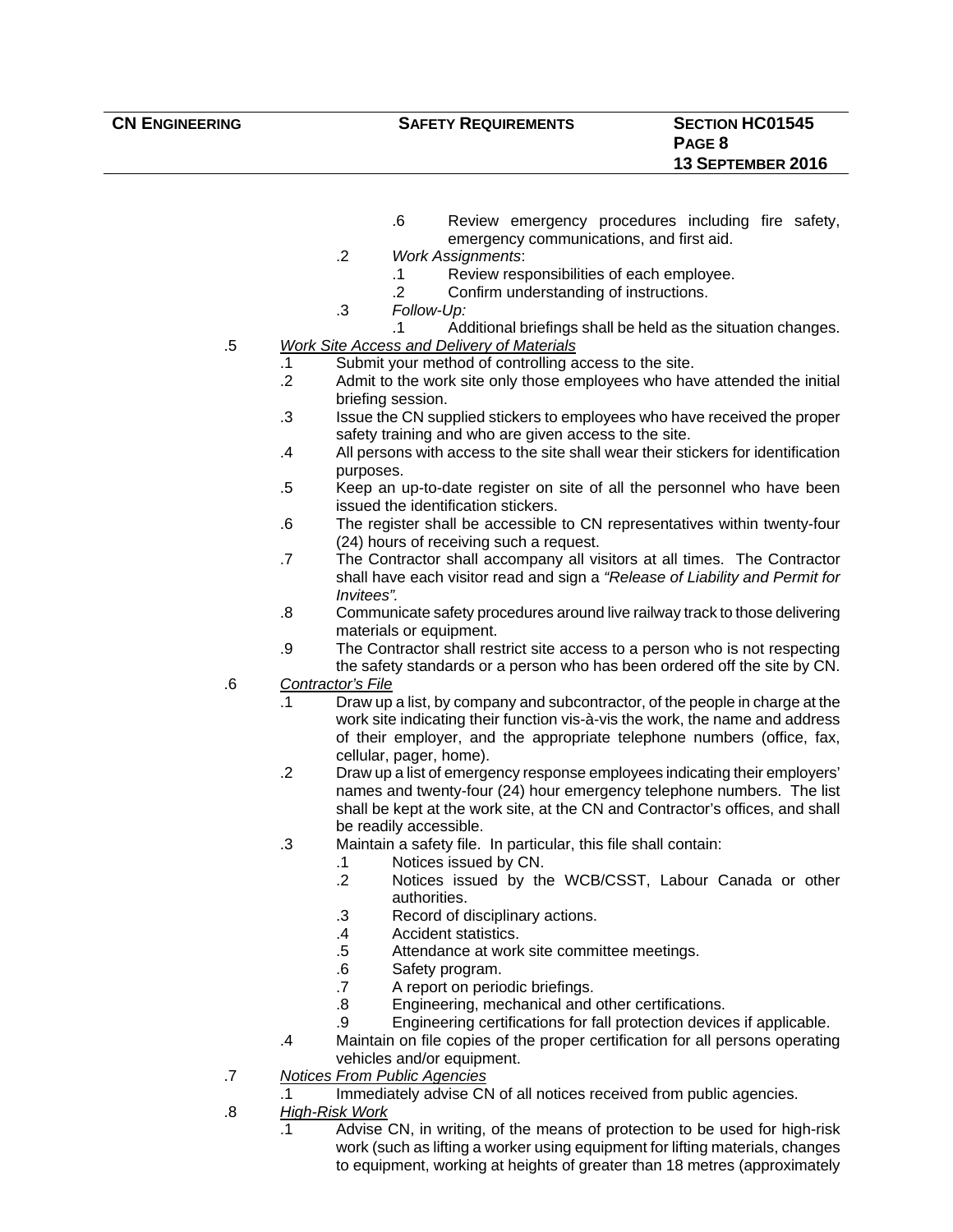.6 Review emergency procedures including fire safety, emergency communications, and first aid.

.2 *Work Assignments*:

.1 Review responsibilities of each employee.

.2 Confirm understanding of instructions.

.3 *Follow-Up:*

.1 Additional briefings shall be held as the situation changes.

.5 *Work Site Access and Delivery of Materials*

.1 Submit your method of controlling access to the site.

.2 Admit to the work site only those employees who have attended the initial briefing session.

.3 Issue the CN supplied stickers to employees who have received the proper safety training and who are given access to the site.

.4 All persons with access to the site shall wear their stickers for identification purposes.

.5 Keep an up-to-date register on site of all the personnel who have been issued the identification stickers.

.6 The register shall be accessible to CN representatives within twenty-four (24) hours of receiving such a request.

.7 The Contractor shall accompany all visitors at all times. The Contractor shall have each visitor read and sign a *"Release of Liability and Permit for Invitees".*

.8 Communicate safety procedures around live railway track to those delivering materials or equipment.

.9 The Contractor shall restrict site access to a person who is not respecting the safety standards or a person who has been ordered off the site by CN.

.6 *Contractor's File*

.1 Draw up a list, by company and subcontractor, of the people in charge at the work site indicating their function vis-à-vis the work, the name and address of their employer, and the appropriate telephone numbers (office, fax, cellular, pager, home).

.2 Draw up a list of emergency response employees indicating their employers' names and twenty-four (24) hour emergency telephone numbers. The list shall be kept at the work site, at the CN and Contractor's offices, and shall be readily accessible.

.3 Maintain a safety file. In particular, this file shall contain:

.1 Notices issued by CN.

.2 Notices issued by the WCB/CSST, Labour Canada or other authorities.

.3 Record of disciplinary actions.

.4 Accident statistics.

.5 Attendance at work site committee meetings.

.6 Safety program.

.7 A report on periodic briefings.

.8 Engineering, mechanical and other certifications.

.9 Engineering certifications for fall protection devices if applicable.

.4 Maintain on file copies of the proper certification for all persons operating vehicles and/or equipment.

.7 *Notices From Public Agencies*

.1 Immediately advise CN of all notices received from public agencies.

.8 *High-Risk Work*

.1 Advise CN, in writing, of the means of protection to be used for high-risk work (such as lifting a worker using equipment for lifting materials, changes to equipment, working at heights of greater than 18 metres (approximately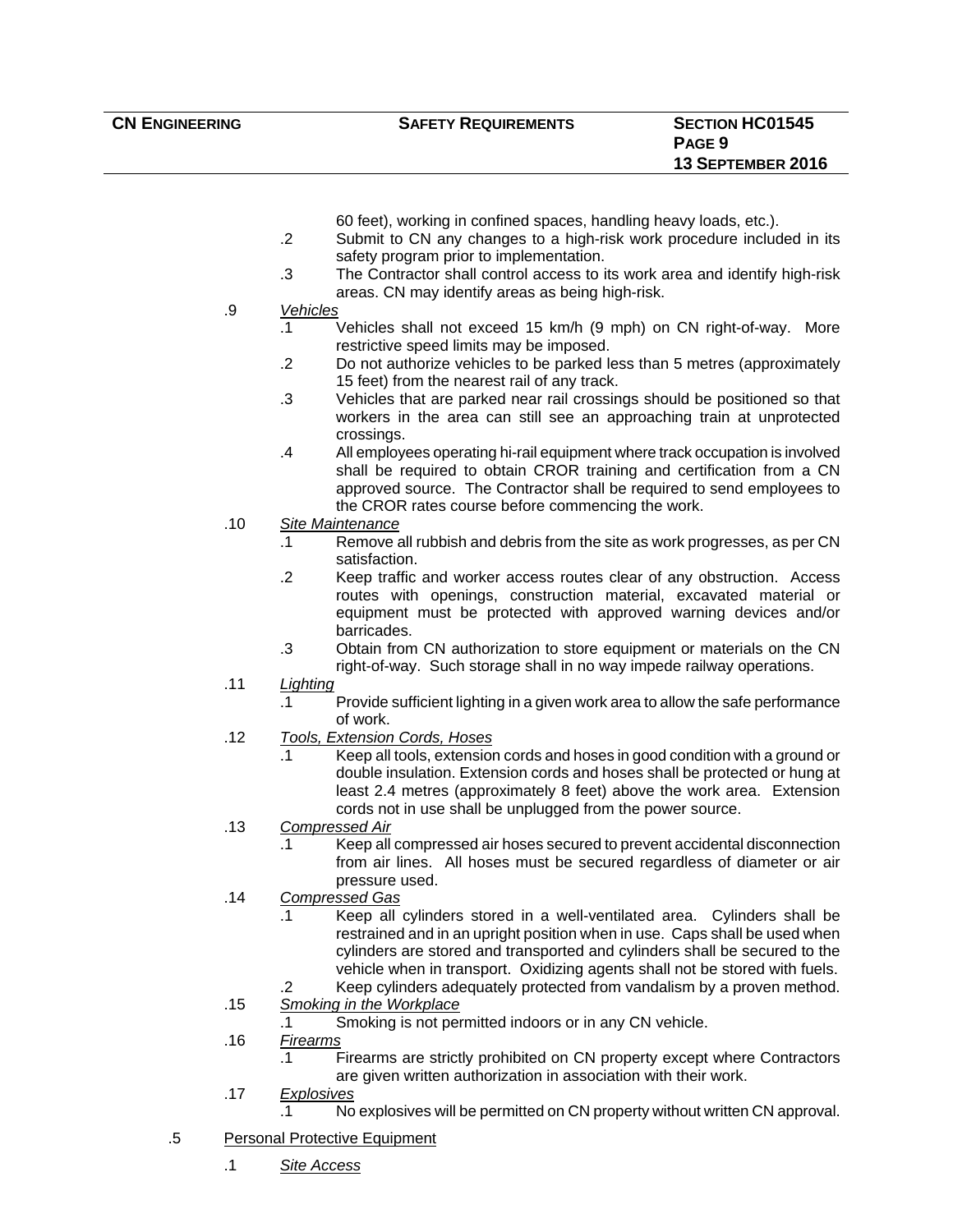60 feet), working in confined spaces, handling heavy loads, etc.).

.2 Submit to CN any changes to a high-risk work procedure included in its safety program prior to implementation.

.3 The Contractor shall control access to its work area and identify high-risk areas. CN may identify areas as being high-risk.

.9 *Vehicles*

.1 Vehicles shall not exceed 15 km/h (9 mph) on CN right-of-way. More restrictive speed limits may be imposed.

.2 Do not authorize vehicles to be parked less than 5 metres (approximately 15 feet) from the nearest rail of any track.

.3 Vehicles that are parked near rail crossings should be positioned so that workers in the area can still see an approaching train at unprotected crossings.

.4 All employees operating hi-rail equipment where track occupation is involved shall be required to obtain CROR training and certification from a CN approved source. The Contractor shall be required to send employees to the CROR rates course before commencing the work.

.10 *Site Maintenance*

.1 Remove all rubbish and debris from the site as work progresses, as per CN satisfaction.

.2 Keep traffic and worker access routes clear of any obstruction. Access routes with openings, construction material, excavated material or equipment must be protected with approved warning devices and/or barricades.

.3 Obtain from CN authorization to store equipment or materials on the CN right-of-way. Such storage shall in no way impede railway operations.

.11 *Lighting*

.1 Provide sufficient lighting in a given work area to allow the safe performance of work.

.12 *Tools, Extension Cords, Hoses*

.1 Keep all tools, extension cords and hoses in good condition with a ground or double insulation. Extension cords and hoses shall be protected or hung at least 2.4 metres (approximately 8 feet) above the work area. Extension cords not in use shall be unplugged from the power source.

.13 *Compressed Air*

.1 Keep all compressed air hoses secured to prevent accidental disconnection from air lines. All hoses must be secured regardless of diameter or air pressure used.

.14 *Compressed Gas*

.1 Keep all cylinders stored in a well-ventilated area. Cylinders shall be restrained and in an upright position when in use. Caps shall be used when cylinders are stored and transported and cylinders shall be secured to the vehicle when in transport. Oxidizing agents shall not be stored with fuels.

.2 Keep cylinders adequately protected from vandalism by a proven method.

.15 *Smoking in the Workplace*

.1 Smoking is not permitted indoors or in any CN vehicle.

.16 *Firearms*

.1 Firearms are strictly prohibited on CN property except where Contractors are given written authorization in association with their work.

.17 *Explosives*

.1 No explosives will be permitted on CN property without written CN approval.

.5 Personal Protective Equipment

.1 *Site Access*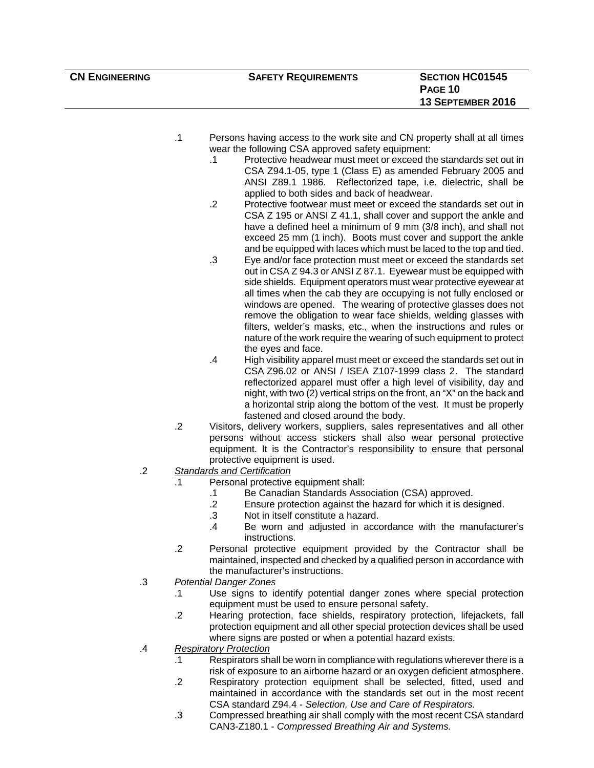.1 Persons having access to the work site and CN property shall at all times wear the following CSA approved safety equipment:

   .1 Protective headwear must meet or exceed the standards set out in CSA Z94.1-05, type 1 (Class E) as amended February 2005 and ANSI Z89.1 1986. Reflectorized tape, i.e. dielectric, shall be applied to both sides and back of headwear.

   .2 Protective footwear must meet or exceed the standards set out in CSA Z 195 or ANSI Z 41.1, shall cover and support the ankle and have a defined heel a minimum of 9 mm (3/8 inch), and shall not exceed 25 mm (1 inch). Boots must cover and support the ankle and be equipped with laces which must be laced to the top and tied.

   .3 Eye and/or face protection must meet or exceed the standards set out in CSA Z 94.3 or ANSI Z 87.1. Eyewear must be equipped with side shields. Equipment operators must wear protective eyewear at all times when the cab they are occupying is not fully enclosed or windows are opened. The wearing of protective glasses does not remove the obligation to wear face shields, welding glasses with filters, welder's masks, etc., when the instructions and rules or nature of the work require the wearing of such equipment to protect the eyes and face.

   .4 High visibility apparel must meet or exceed the standards set out in CSA Z96.02 or ANSI / ISEA Z107-1999 class 2. The standard reflectorized apparel must offer a high level of visibility, day and night, with two (2) vertical strips on the front, an "X" on the back and a horizontal strip along the bottom of the vest. It must be properly fastened and closed around the body.

.2 Visitors, delivery workers, suppliers, sales representatives and all other persons without access stickers shall also wear personal protective equipment. It is the Contractor's responsibility to ensure that personal protective equipment is used.

.2 *Standards and Certification*

   .1 Personal protective equipment shall:

      .1 Be Canadian Standards Association (CSA) approved.

      .2 Ensure protection against the hazard for which it is designed.

      .3 Not in itself constitute a hazard.

      .4 Be worn and adjusted in accordance with the manufacturer's instructions.

   .2 Personal protective equipment provided by the Contractor shall be maintained, inspected and checked by a qualified person in accordance with the manufacturer's instructions.

.3 *Potential Danger Zones*

   .1 Use signs to identify potential danger zones where special protection equipment must be used to ensure personal safety.

   .2 Hearing protection, face shields, respiratory protection, lifejackets, fall protection equipment and all other special protection devices shall be used where signs are posted or when a potential hazard exists.

.4 *Respiratory Protection*

   .1 Respirators shall be worn in compliance with regulations wherever there is a risk of exposure to an airborne hazard or an oxygen deficient atmosphere.

   .2 Respiratory protection equipment shall be selected, fitted, used and maintained in accordance with the standards set out in the most recent CSA standard Z94.4 - *Selection, Use and Care of Respirators.*

   .3 Compressed breathing air shall comply with the most recent CSA standard CAN3-Z180.1 - *Compressed Breathing Air and Systems.*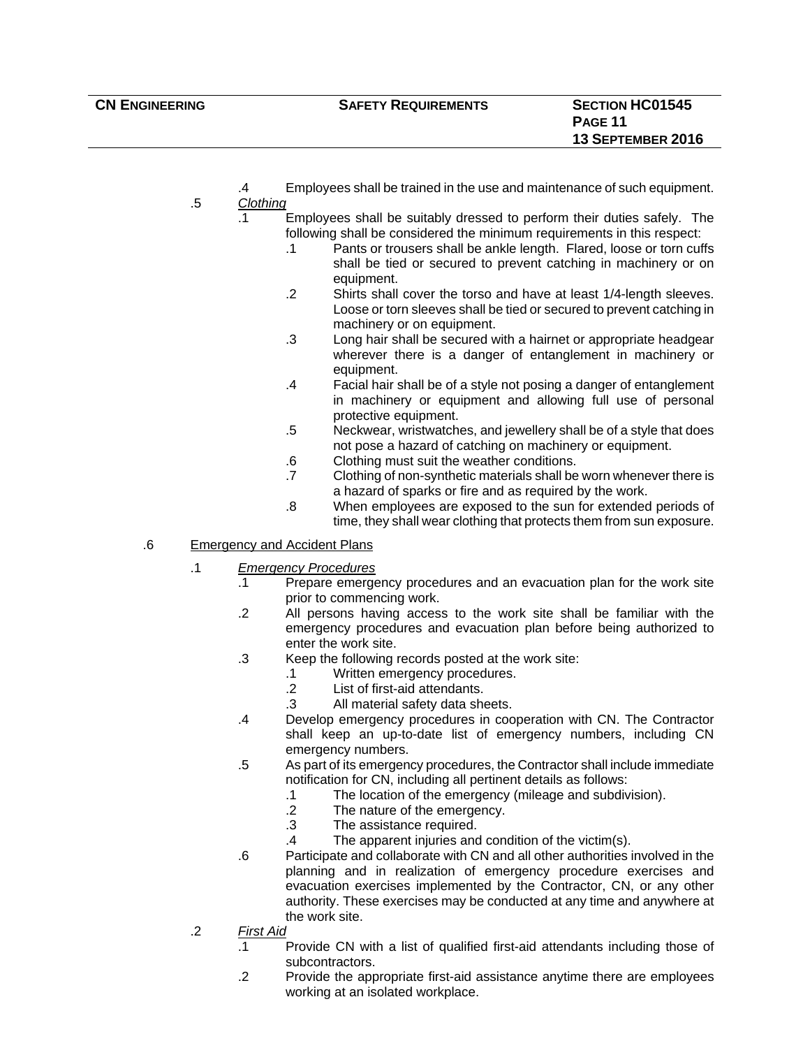.4 Employees shall be trained in the use and maintenance of such equipment.

.5 *Clothing*

.1 Employees shall be suitably dressed to perform their duties safely. The following shall be considered the minimum requirements in this respect:

.1 Pants or trousers shall be ankle length. Flared, loose or torn cuffs shall be tied or secured to prevent catching in machinery or on equipment.

.2 Shirts shall cover the torso and have at least 1/4-length sleeves. Loose or torn sleeves shall be tied or secured to prevent catching in machinery or on equipment.

.3 Long hair shall be secured with a hairnet or appropriate headgear wherever there is a danger of entanglement in machinery or equipment.

.4 Facial hair shall be of a style not posing a danger of entanglement in machinery or equipment and allowing full use of personal protective equipment.

.5 Neckwear, wristwatches, and jewellery shall be of a style that does not pose a hazard of catching on machinery or equipment.

.6 Clothing must suit the weather conditions.

.7 Clothing of non-synthetic materials shall be worn whenever there is a hazard of sparks or fire and as required by the work.

.8 When employees are exposed to the sun for extended periods of time, they shall wear clothing that protects them from sun exposure.

.6 Emergency and Accident Plans

.1 *Emergency Procedures*

.1 Prepare emergency procedures and an evacuation plan for the work site prior to commencing work.

.2 All persons having access to the work site shall be familiar with the emergency procedures and evacuation plan before being authorized to enter the work site.

.3 Keep the following records posted at the work site:

.1 Written emergency procedures.

.2 List of first-aid attendants.

.3 All material safety data sheets.

.4 Develop emergency procedures in cooperation with CN. The Contractor shall keep an up-to-date list of emergency numbers, including CN emergency numbers.

.5 As part of its emergency procedures, the Contractor shall include immediate notification for CN, including all pertinent details as follows:

.1 The location of the emergency (mileage and subdivision).

.2 The nature of the emergency.

.3 The assistance required.

.4 The apparent injuries and condition of the victim(s).

.6 Participate and collaborate with CN and all other authorities involved in the planning and in realization of emergency procedure exercises and evacuation exercises implemented by the Contractor, CN, or any other authority. These exercises may be conducted at any time and anywhere at the work site.

.2 *First Aid*

.1 Provide CN with a list of qualified first-aid attendants including those of subcontractors.

.2 Provide the appropriate first-aid assistance anytime there are employees working at an isolated workplace.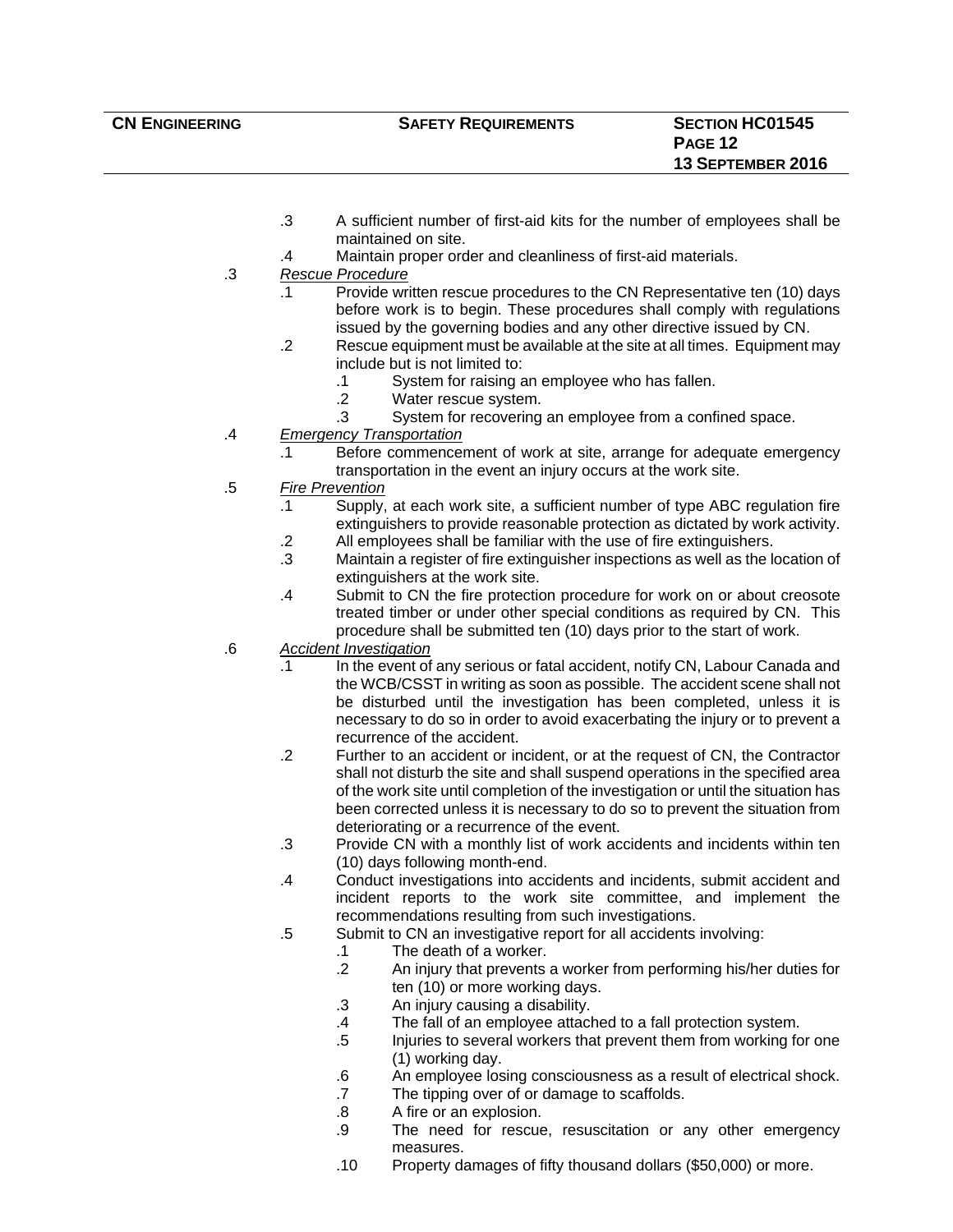- .3 A sufficient number of first-aid kits for the number of employees shall be maintained on site.
- .4 Maintain proper order and cleanliness of first-aid materials.

.3 *Rescue Procedure*

- .1 Provide written rescue procedures to the CN Representative ten (10) days before work is to begin. These procedures shall comply with regulations issued by the governing bodies and any other directive issued by CN.
- .2 Rescue equipment must be available at the site at all times. Equipment may include but is not limited to:
  - .1 System for raising an employee who has fallen.
  - .2 Water rescue system.
  - .3 System for recovering an employee from a confined space.

.4 *Emergency Transportation*

- .1 Before commencement of work at site, arrange for adequate emergency transportation in the event an injury occurs at the work site.

.5 *Fire Prevention*

- .1 Supply, at each work site, a sufficient number of type ABC regulation fire extinguishers to provide reasonable protection as dictated by work activity.
- .2 All employees shall be familiar with the use of fire extinguishers.
- .3 Maintain a register of fire extinguisher inspections as well as the location of extinguishers at the work site.
- .4 Submit to CN the fire protection procedure for work on or about creosote treated timber or under other special conditions as required by CN. This procedure shall be submitted ten (10) days prior to the start of work.

.6 *Accident Investigation*

- .1 In the event of any serious or fatal accident, notify CN, Labour Canada and the WCB/CSST in writing as soon as possible. The accident scene shall not be disturbed until the investigation has been completed, unless it is necessary to do so in order to avoid exacerbating the injury or to prevent a recurrence of the accident.
- .2 Further to an accident or incident, or at the request of CN, the Contractor shall not disturb the site and shall suspend operations in the specified area of the work site until completion of the investigation or until the situation has been corrected unless it is necessary to do so to prevent the situation from deteriorating or a recurrence of the event.
- .3 Provide CN with a monthly list of work accidents and incidents within ten (10) days following month-end.
- .4 Conduct investigations into accidents and incidents, submit accident and incident reports to the work site committee, and implement the recommendations resulting from such investigations.
- .5 Submit to CN an investigative report for all accidents involving:
  - .1 The death of a worker.
  - .2 An injury that prevents a worker from performing his/her duties for ten (10) or more working days.
  - .3 An injury causing a disability.
  - .4 The fall of an employee attached to a fall protection system.
  - .5 Injuries to several workers that prevent them from working for one (1) working day.
  - .6 An employee losing consciousness as a result of electrical shock.
  - .7 The tipping over of or damage to scaffolds.
  - .8 A fire or an explosion.
  - .9 The need for rescue, resuscitation or any other emergency measures.
  - .10 Property damages of fifty thousand dollars ($50,000) or more.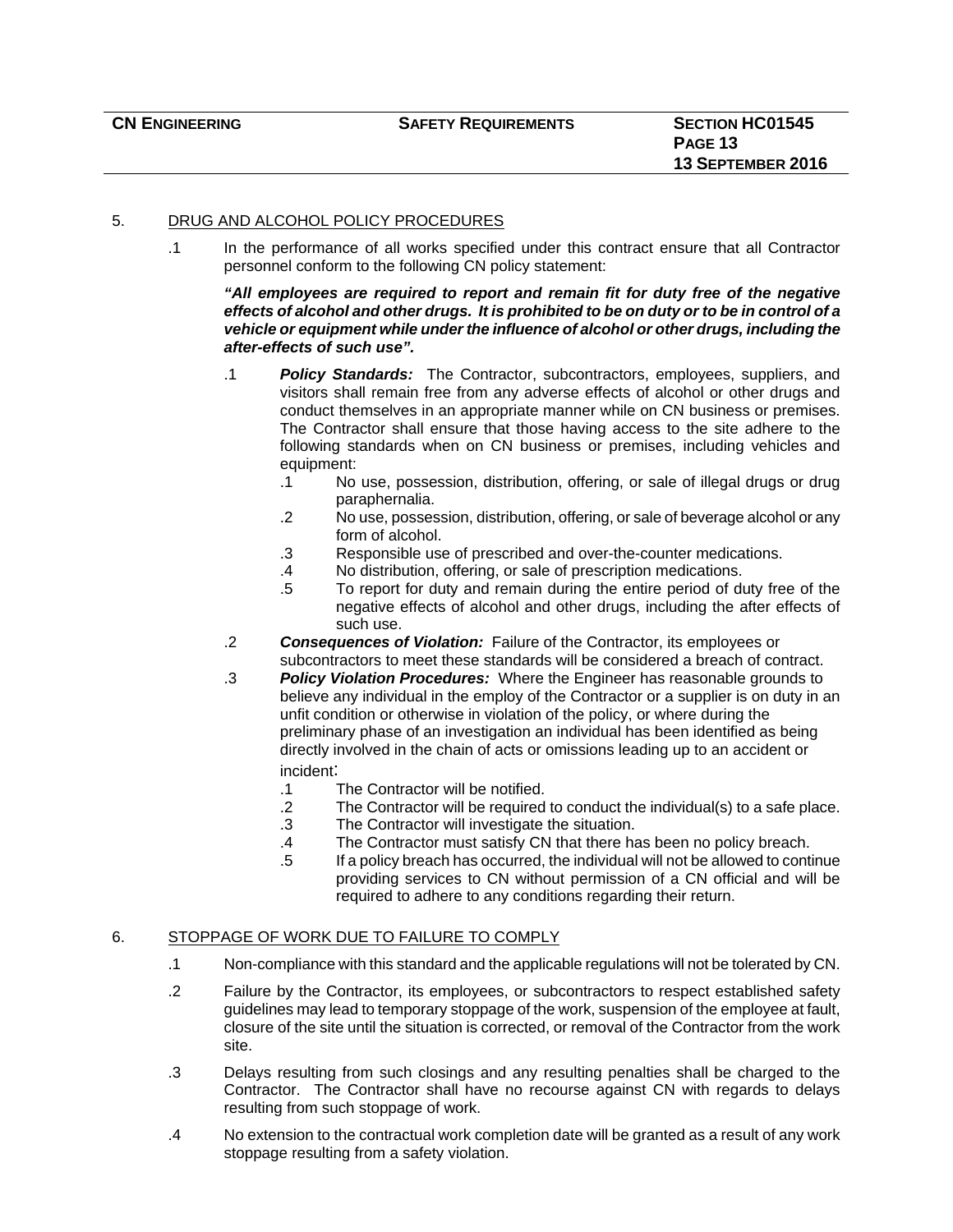## 5. DRUG AND ALCOHOL POLICY PROCEDURES

.1 In the performance of all works specified under this contract ensure that all Contractor personnel conform to the following CN policy statement:

***"All employees are required to report and remain fit for duty free of the negative effects of alcohol and other drugs. It is prohibited to be on duty or to be in control of a vehicle or equipment while under the influence of alcohol or other drugs, including the after-effects of such use".***

.1 ***Policy Standards:*** The Contractor, subcontractors, employees, suppliers, and visitors shall remain free from any adverse effects of alcohol or other drugs and conduct themselves in an appropriate manner while on CN business or premises. The Contractor shall ensure that those having access to the site adhere to the following standards when on CN business or premises, including vehicles and equipment:

.1 No use, possession, distribution, offering, or sale of illegal drugs or drug paraphernalia.

.2 No use, possession, distribution, offering, or sale of beverage alcohol or any form of alcohol.

.3 Responsible use of prescribed and over-the-counter medications.

.4 No distribution, offering, or sale of prescription medications.

.5 To report for duty and remain during the entire period of duty free of the negative effects of alcohol and other drugs, including the after effects of such use.

.2 ***Consequences of Violation:*** Failure of the Contractor, its employees or subcontractors to meet these standards will be considered a breach of contract.

.3 ***Policy Violation Procedures:*** Where the Engineer has reasonable grounds to believe any individual in the employ of the Contractor or a supplier is on duty in an unfit condition or otherwise in violation of the policy, or where during the preliminary phase of an investigation an individual has been identified as being directly involved in the chain of acts or omissions leading up to an accident or incident:

.1 The Contractor will be notified.

.2 The Contractor will be required to conduct the individual(s) to a safe place.

.3 The Contractor will investigate the situation.

.4 The Contractor must satisfy CN that there has been no policy breach.

.5 If a policy breach has occurred, the individual will not be allowed to continue providing services to CN without permission of a CN official and will be required to adhere to any conditions regarding their return.

## 6. STOPPAGE OF WORK DUE TO FAILURE TO COMPLY

.1 Non-compliance with this standard and the applicable regulations will not be tolerated by CN.

.2 Failure by the Contractor, its employees, or subcontractors to respect established safety guidelines may lead to temporary stoppage of the work, suspension of the employee at fault, closure of the site until the situation is corrected, or removal of the Contractor from the work site.

.3 Delays resulting from such closings and any resulting penalties shall be charged to the Contractor. The Contractor shall have no recourse against CN with regards to delays resulting from such stoppage of work.

.4 No extension to the contractual work completion date will be granted as a result of any work stoppage resulting from a safety violation.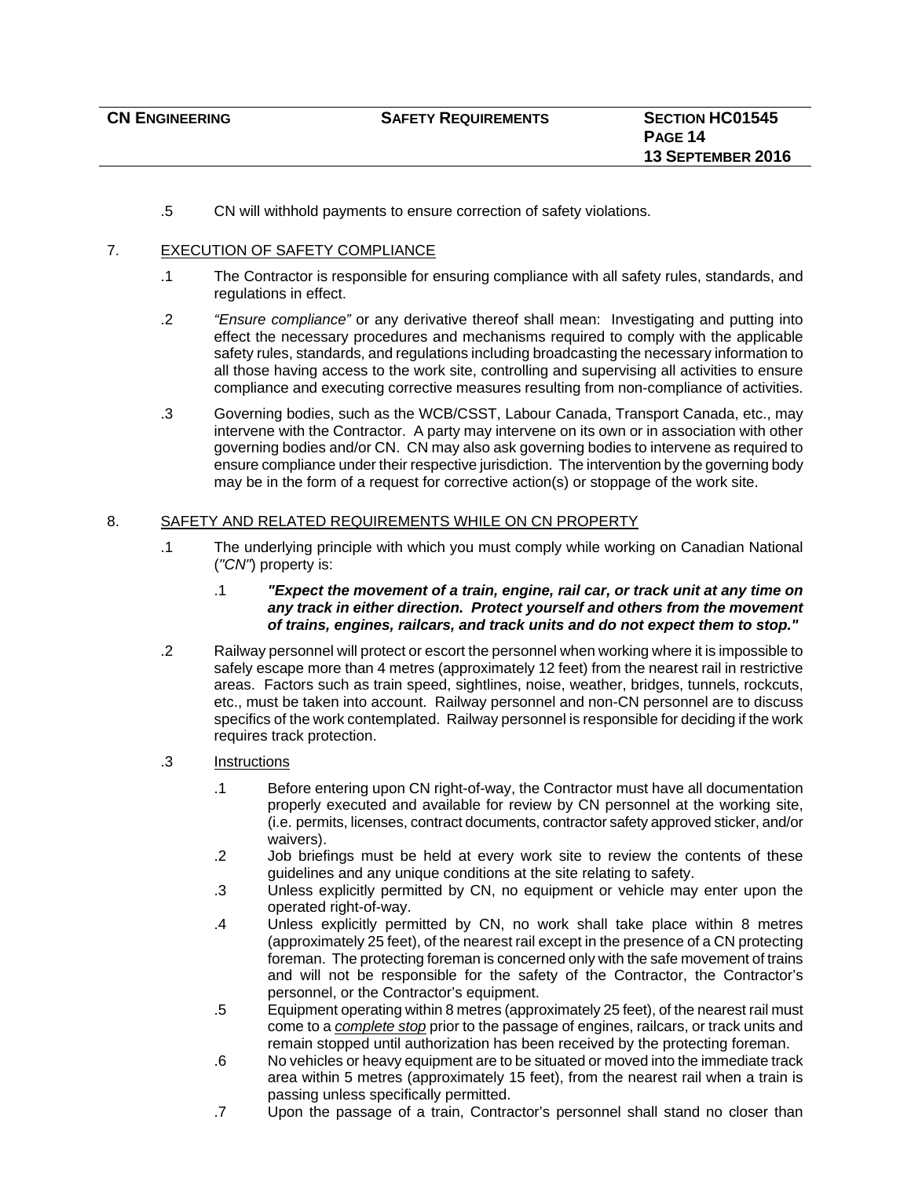.5 CN will withhold payments to ensure correction of safety violations.

## 7. EXECUTION OF SAFETY COMPLIANCE

.1 The Contractor is responsible for ensuring compliance with all safety rules, standards, and regulations in effect.

.2 *"Ensure compliance"* or any derivative thereof shall mean: Investigating and putting into effect the necessary procedures and mechanisms required to comply with the applicable safety rules, standards, and regulations including broadcasting the necessary information to all those having access to the work site, controlling and supervising all activities to ensure compliance and executing corrective measures resulting from non-compliance of activities.

.3 Governing bodies, such as the WCB/CSST, Labour Canada, Transport Canada, etc., may intervene with the Contractor. A party may intervene on its own or in association with other governing bodies and/or CN. CN may also ask governing bodies to intervene as required to ensure compliance under their respective jurisdiction. The intervention by the governing body may be in the form of a request for corrective action(s) or stoppage of the work site.

## 8. SAFETY AND RELATED REQUIREMENTS WHILE ON CN PROPERTY

.1 The underlying principle with which you must comply while working on Canadian National (*"CN"*) property is:

.1 ***"Expect the movement of a train, engine, rail car, or track unit at any time on any track in either direction. Protect yourself and others from the movement of trains, engines, railcars, and track units and do not expect them to stop."***

.2 Railway personnel will protect or escort the personnel when working where it is impossible to safely escape more than 4 metres (approximately 12 feet) from the nearest rail in restrictive areas. Factors such as train speed, sightlines, noise, weather, bridges, tunnels, rockcuts, etc., must be taken into account. Railway personnel and non-CN personnel are to discuss specifics of the work contemplated. Railway personnel is responsible for deciding if the work requires track protection.

.3 Instructions

.1 Before entering upon CN right-of-way, the Contractor must have all documentation properly executed and available for review by CN personnel at the working site, (i.e. permits, licenses, contract documents, contractor safety approved sticker, and/or waivers).

.2 Job briefings must be held at every work site to review the contents of these guidelines and any unique conditions at the site relating to safety.

.3 Unless explicitly permitted by CN, no equipment or vehicle may enter upon the operated right-of-way.

.4 Unless explicitly permitted by CN, no work shall take place within 8 metres (approximately 25 feet), of the nearest rail except in the presence of a CN protecting foreman. The protecting foreman is concerned only with the safe movement of trains and will not be responsible for the safety of the Contractor, the Contractor's personnel, or the Contractor's equipment.

.5 Equipment operating within 8 metres (approximately 25 feet), of the nearest rail must come to a *complete stop* prior to the passage of engines, railcars, or track units and remain stopped until authorization has been received by the protecting foreman.

.6 No vehicles or heavy equipment are to be situated or moved into the immediate track area within 5 metres (approximately 15 feet), from the nearest rail when a train is passing unless specifically permitted.

.7 Upon the passage of a train, Contractor's personnel shall stand no closer than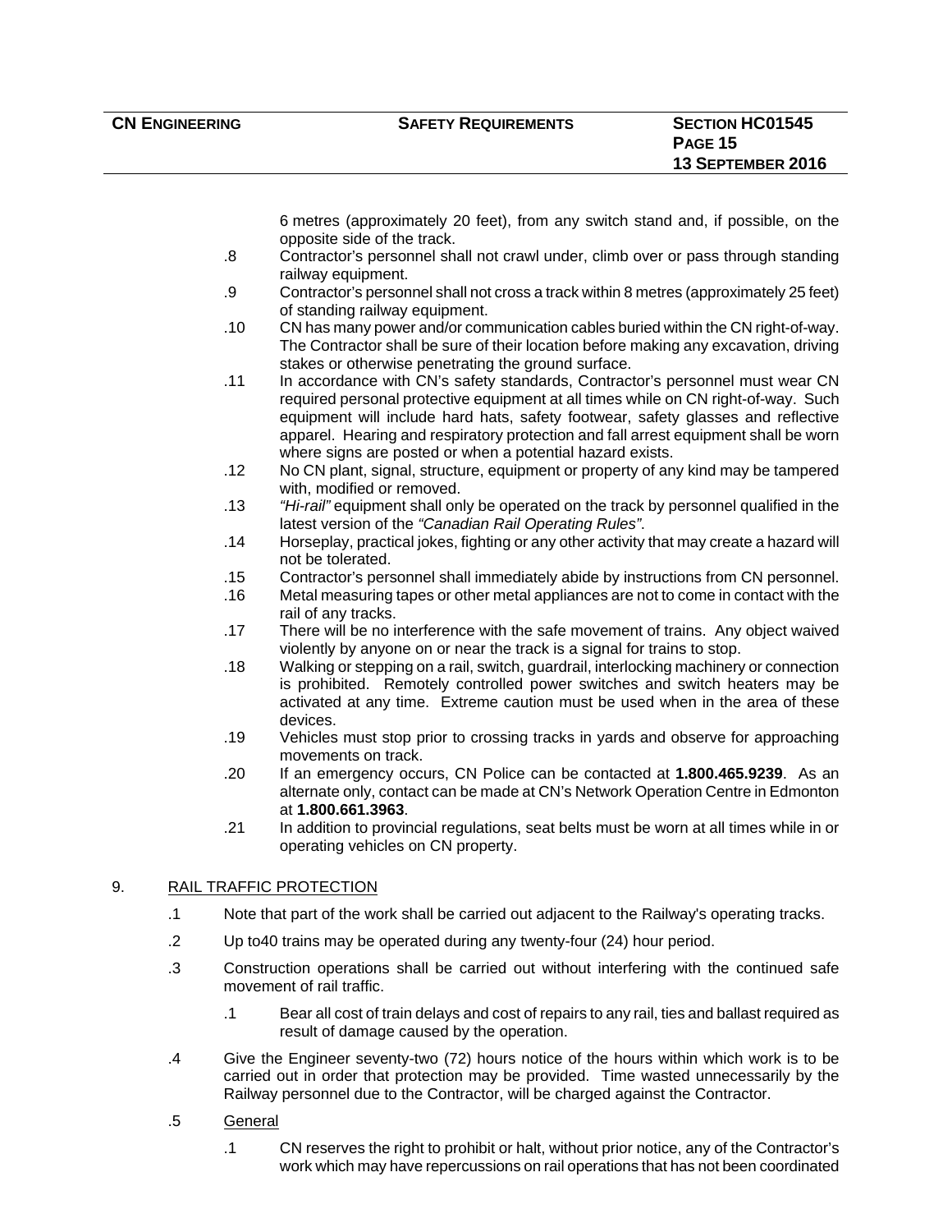6 metres (approximately 20 feet), from any switch stand and, if possible, on the opposite side of the track.

.8 Contractor's personnel shall not crawl under, climb over or pass through standing railway equipment.

.9 Contractor's personnel shall not cross a track within 8 metres (approximately 25 feet) of standing railway equipment.

.10 CN has many power and/or communication cables buried within the CN right-of-way. The Contractor shall be sure of their location before making any excavation, driving stakes or otherwise penetrating the ground surface.

.11 In accordance with CN's safety standards, Contractor's personnel must wear CN required personal protective equipment at all times while on CN right-of-way. Such equipment will include hard hats, safety footwear, safety glasses and reflective apparel. Hearing and respiratory protection and fall arrest equipment shall be worn where signs are posted or when a potential hazard exists.

.12 No CN plant, signal, structure, equipment or property of any kind may be tampered with, modified or removed.

.13 *"Hi-rail"* equipment shall only be operated on the track by personnel qualified in the latest version of the *"Canadian Rail Operating Rules"*.

.14 Horseplay, practical jokes, fighting or any other activity that may create a hazard will not be tolerated.

.15 Contractor's personnel shall immediately abide by instructions from CN personnel.

.16 Metal measuring tapes or other metal appliances are not to come in contact with the rail of any tracks.

.17 There will be no interference with the safe movement of trains. Any object waived violently by anyone on or near the track is a signal for trains to stop.

.18 Walking or stepping on a rail, switch, guardrail, interlocking machinery or connection is prohibited. Remotely controlled power switches and switch heaters may be activated at any time. Extreme caution must be used when in the area of these devices.

.19 Vehicles must stop prior to crossing tracks in yards and observe for approaching movements on track.

.20 If an emergency occurs, CN Police can be contacted at **1.800.465.9239**. As an alternate only, contact can be made at CN's Network Operation Centre in Edmonton at **1.800.661.3963**.

.21 In addition to provincial regulations, seat belts must be worn at all times while in or operating vehicles on CN property.

## 9. RAIL TRAFFIC PROTECTION

.1 Note that part of the work shall be carried out adjacent to the Railway's operating tracks.

.2 Up to40 trains may be operated during any twenty-four (24) hour period.

.3 Construction operations shall be carried out without interfering with the continued safe movement of rail traffic.

- .1 Bear all cost of train delays and cost of repairs to any rail, ties and ballast required as result of damage caused by the operation.

.4 Give the Engineer seventy-two (72) hours notice of the hours within which work is to be carried out in order that protection may be provided. Time wasted unnecessarily by the Railway personnel due to the Contractor, will be charged against the Contractor.

.5 General

- .1 CN reserves the right to prohibit or halt, without prior notice, any of the Contractor's work which may have repercussions on rail operations that has not been coordinated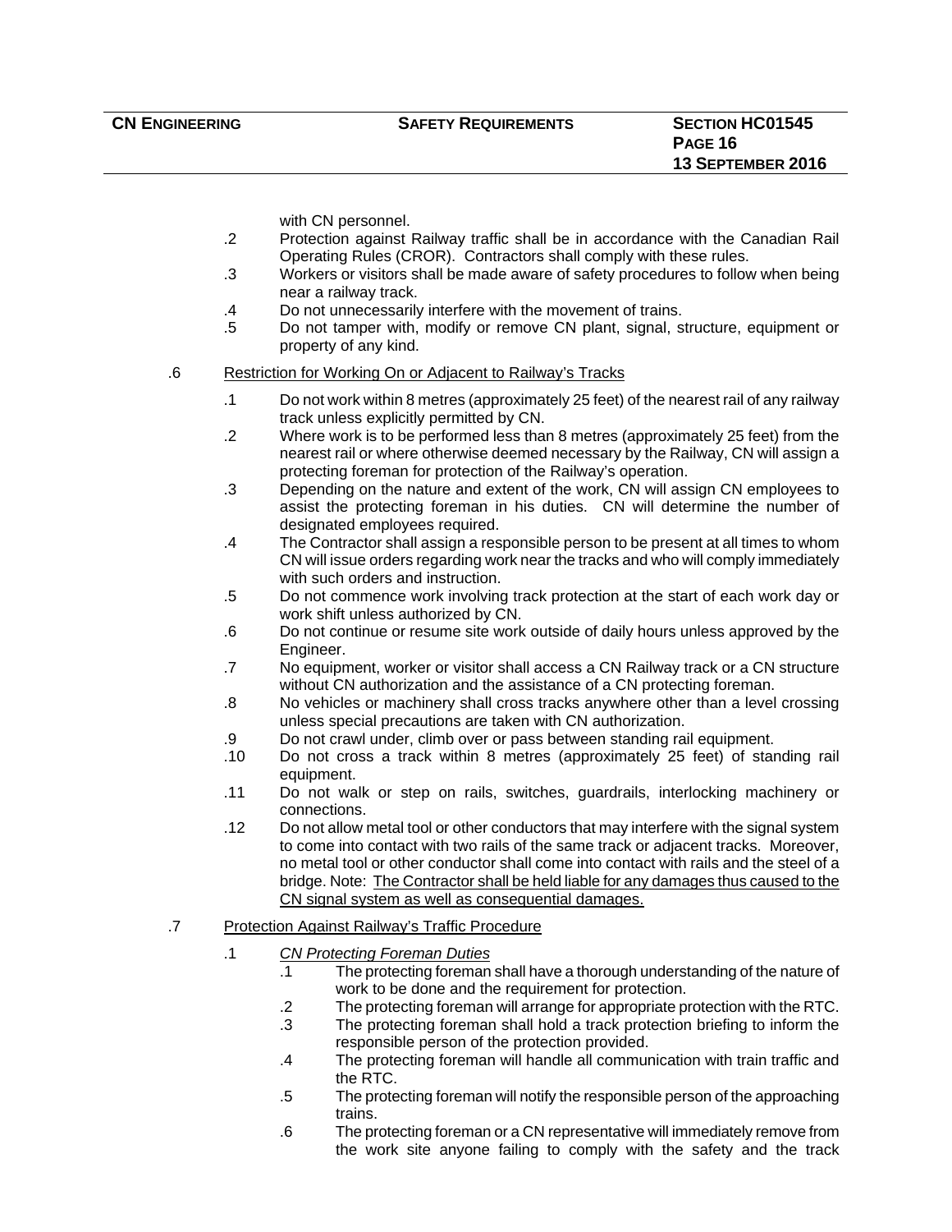with CN personnel.

- .2 Protection against Railway traffic shall be in accordance with the Canadian Rail Operating Rules (CROR). Contractors shall comply with these rules.
- .3 Workers or visitors shall be made aware of safety procedures to follow when being near a railway track.
- .4 Do not unnecessarily interfere with the movement of trains.
- .5 Do not tamper with, modify or remove CN plant, signal, structure, equipment or property of any kind.

.6 <u>Restriction for Working On or Adjacent to Railway's Tracks</u>

- .1 Do not work within 8 metres (approximately 25 feet) of the nearest rail of any railway track unless explicitly permitted by CN.
- .2 Where work is to be performed less than 8 metres (approximately 25 feet) from the nearest rail or where otherwise deemed necessary by the Railway, CN will assign a protecting foreman for protection of the Railway's operation.
- .3 Depending on the nature and extent of the work, CN will assign CN employees to assist the protecting foreman in his duties. CN will determine the number of designated employees required.
- .4 The Contractor shall assign a responsible person to be present at all times to whom CN will issue orders regarding work near the tracks and who will comply immediately with such orders and instruction.
- .5 Do not commence work involving track protection at the start of each work day or work shift unless authorized by CN.
- .6 Do not continue or resume site work outside of daily hours unless approved by the Engineer.
- .7 No equipment, worker or visitor shall access a CN Railway track or a CN structure without CN authorization and the assistance of a CN protecting foreman.
- .8 No vehicles or machinery shall cross tracks anywhere other than a level crossing unless special precautions are taken with CN authorization.
- .9 Do not crawl under, climb over or pass between standing rail equipment.
- .10 Do not cross a track within 8 metres (approximately 25 feet) of standing rail equipment.
- .11 Do not walk or step on rails, switches, guardrails, interlocking machinery or connections.
- .12 Do not allow metal tool or other conductors that may interfere with the signal system to come into contact with two rails of the same track or adjacent tracks. Moreover, no metal tool or other conductor shall come into contact with rails and the steel of a bridge. Note: <u>The Contractor shall be held liable for any damages thus caused to the CN signal system as well as consequential damages.</u>

.7 <u>Protection Against Railway's Traffic Procedure</u>

- .1 *<u>CN Protecting Foreman Duties</u>*
  - .1 The protecting foreman shall have a thorough understanding of the nature of work to be done and the requirement for protection.
  - .2 The protecting foreman will arrange for appropriate protection with the RTC.
  - .3 The protecting foreman shall hold a track protection briefing to inform the responsible person of the protection provided.
  - .4 The protecting foreman will handle all communication with train traffic and the RTC.
  - .5 The protecting foreman will notify the responsible person of the approaching trains.
  - .6 The protecting foreman or a CN representative will immediately remove from the work site anyone failing to comply with the safety and the track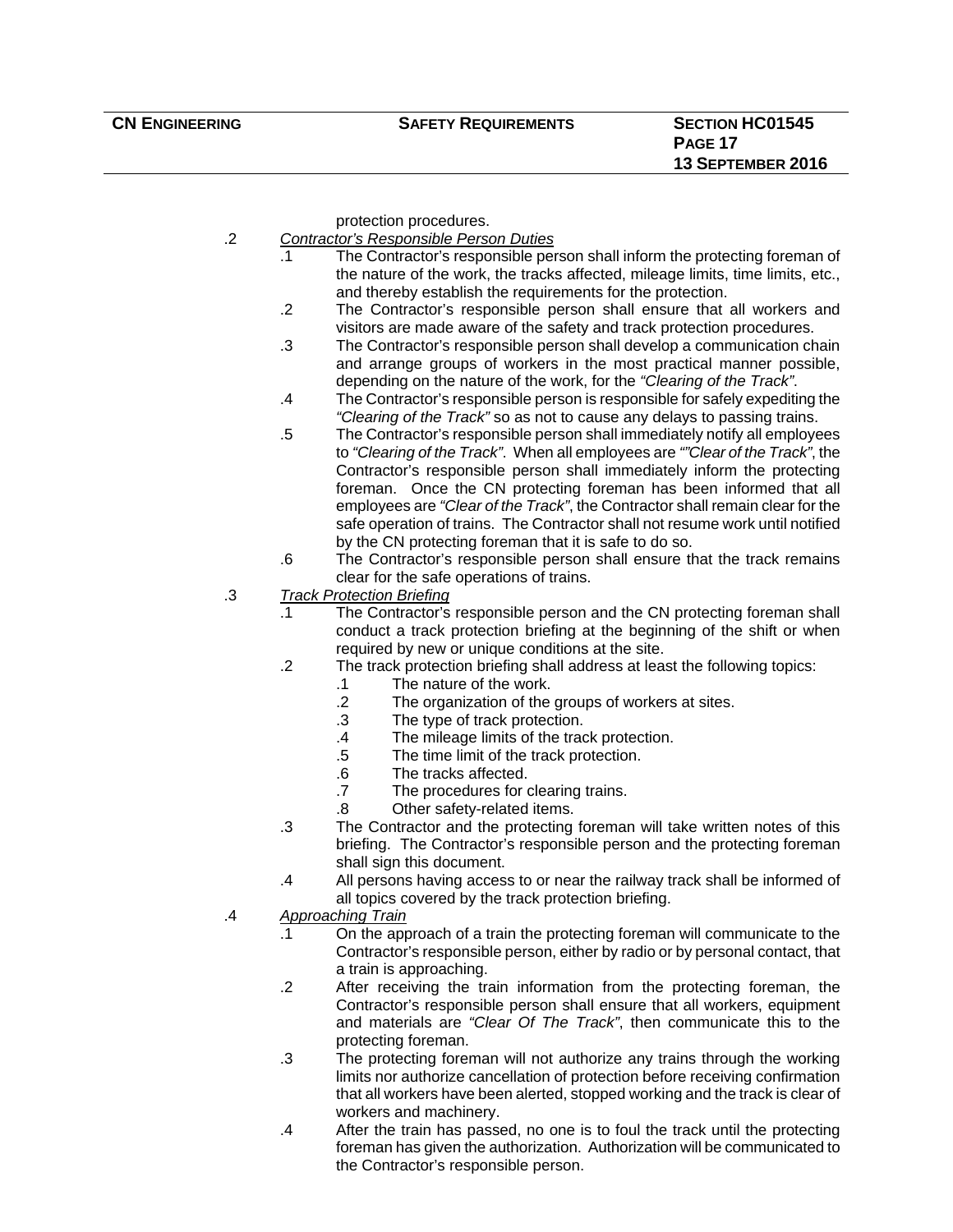protection procedures.

.2 *Contractor's Responsible Person Duties*

- .1 The Contractor's responsible person shall inform the protecting foreman of the nature of the work, the tracks affected, mileage limits, time limits, etc., and thereby establish the requirements for the protection.
- .2 The Contractor's responsible person shall ensure that all workers and visitors are made aware of the safety and track protection procedures.
- .3 The Contractor's responsible person shall develop a communication chain and arrange groups of workers in the most practical manner possible, depending on the nature of the work, for the *"Clearing of the Track"*.
- .4 The Contractor's responsible person is responsible for safely expediting the *"Clearing of the Track"* so as not to cause any delays to passing trains.
- .5 The Contractor's responsible person shall immediately notify all employees to *"Clearing of the Track"*. When all employees are *""Clear of the Track"*, the Contractor's responsible person shall immediately inform the protecting foreman. Once the CN protecting foreman has been informed that all employees are *"Clear of the Track"*, the Contractor shall remain clear for the safe operation of trains. The Contractor shall not resume work until notified by the CN protecting foreman that it is safe to do so.
- .6 The Contractor's responsible person shall ensure that the track remains clear for the safe operations of trains.

.3 *Track Protection Briefing*

- .1 The Contractor's responsible person and the CN protecting foreman shall conduct a track protection briefing at the beginning of the shift or when required by new or unique conditions at the site.
- .2 The track protection briefing shall address at least the following topics:
  - .1 The nature of the work.
  - .2 The organization of the groups of workers at sites.
  - .3 The type of track protection.
  - .4 The mileage limits of the track protection.
  - .5 The time limit of the track protection.
  - .6 The tracks affected.
  - .7 The procedures for clearing trains.
  - .8 Other safety-related items.
- .3 The Contractor and the protecting foreman will take written notes of this briefing. The Contractor's responsible person and the protecting foreman shall sign this document.
- .4 All persons having access to or near the railway track shall be informed of all topics covered by the track protection briefing.

.4 *Approaching Train*

- .1 On the approach of a train the protecting foreman will communicate to the Contractor's responsible person, either by radio or by personal contact, that a train is approaching.
- .2 After receiving the train information from the protecting foreman, the Contractor's responsible person shall ensure that all workers, equipment and materials are *"Clear Of The Track"*, then communicate this to the protecting foreman.
- .3 The protecting foreman will not authorize any trains through the working limits nor authorize cancellation of protection before receiving confirmation that all workers have been alerted, stopped working and the track is clear of workers and machinery.
- .4 After the train has passed, no one is to foul the track until the protecting foreman has given the authorization. Authorization will be communicated to the Contractor's responsible person.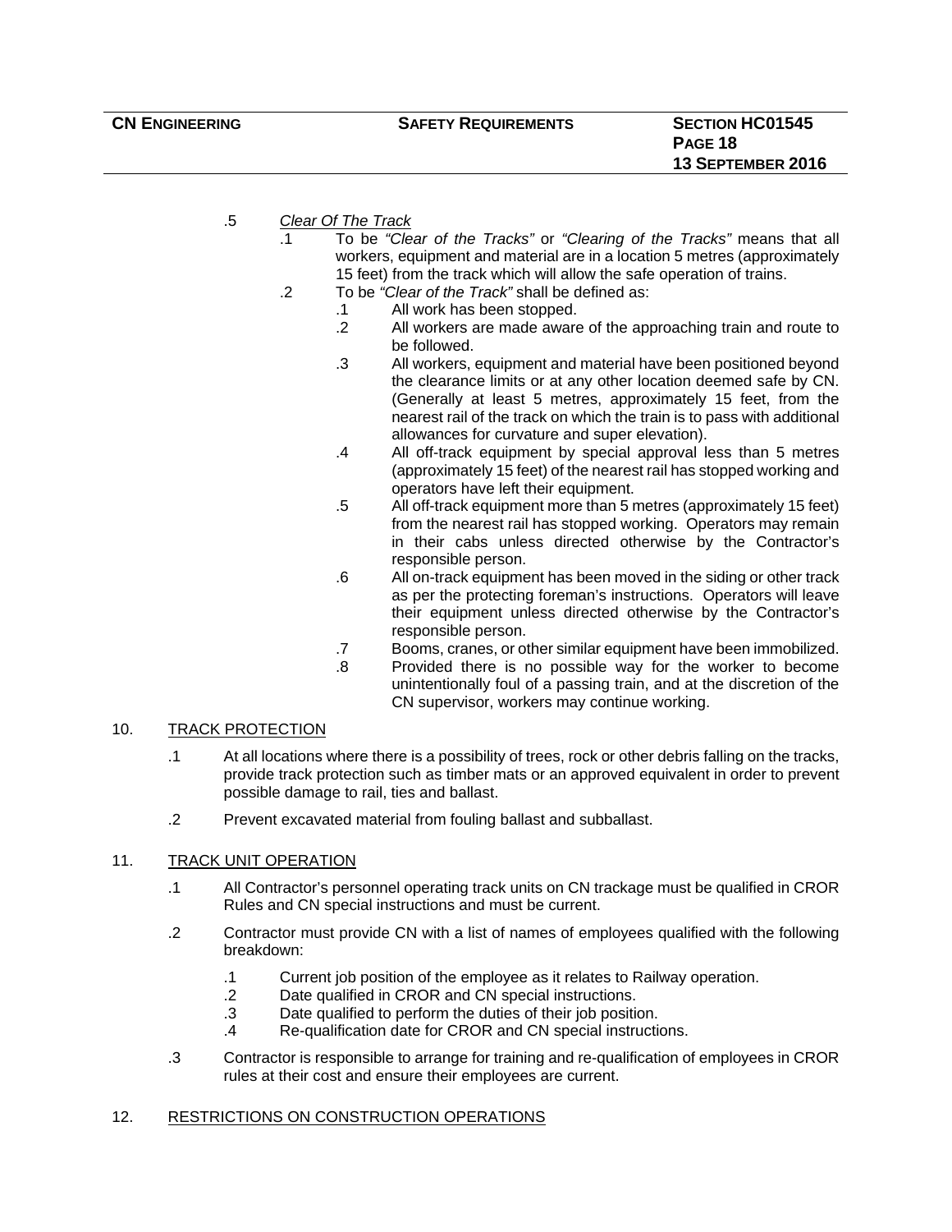.5 *Clear Of The Track*

.1 To be *"Clear of the Tracks"* or *"Clearing of the Tracks"* means that all workers, equipment and material are in a location 5 metres (approximately 15 feet) from the track which will allow the safe operation of trains.

.2 To be *"Clear of the Track"* shall be defined as:

.1 All work has been stopped.

.2 All workers are made aware of the approaching train and route to be followed.

.3 All workers, equipment and material have been positioned beyond the clearance limits or at any other location deemed safe by CN. (Generally at least 5 metres, approximately 15 feet, from the nearest rail of the track on which the train is to pass with additional allowances for curvature and super elevation).

.4 All off-track equipment by special approval less than 5 metres (approximately 15 feet) of the nearest rail has stopped working and operators have left their equipment.

.5 All off-track equipment more than 5 metres (approximately 15 feet) from the nearest rail has stopped working. Operators may remain in their cabs unless directed otherwise by the Contractor's responsible person.

.6 All on-track equipment has been moved in the siding or other track as per the protecting foreman's instructions. Operators will leave their equipment unless directed otherwise by the Contractor's responsible person.

.7 Booms, cranes, or other similar equipment have been immobilized.

.8 Provided there is no possible way for the worker to become unintentionally foul of a passing train, and at the discretion of the CN supervisor, workers may continue working.

## 10. TRACK PROTECTION

.1 At all locations where there is a possibility of trees, rock or other debris falling on the tracks, provide track protection such as timber mats or an approved equivalent in order to prevent possible damage to rail, ties and ballast.

.2 Prevent excavated material from fouling ballast and subballast.

## 11. TRACK UNIT OPERATION

.1 All Contractor's personnel operating track units on CN trackage must be qualified in CROR Rules and CN special instructions and must be current.

.2 Contractor must provide CN with a list of names of employees qualified with the following breakdown:

.1 Current job position of the employee as it relates to Railway operation.

.2 Date qualified in CROR and CN special instructions.

.3 Date qualified to perform the duties of their job position.

.4 Re-qualification date for CROR and CN special instructions.

.3 Contractor is responsible to arrange for training and re-qualification of employees in CROR rules at their cost and ensure their employees are current.

## 12. RESTRICTIONS ON CONSTRUCTION OPERATIONS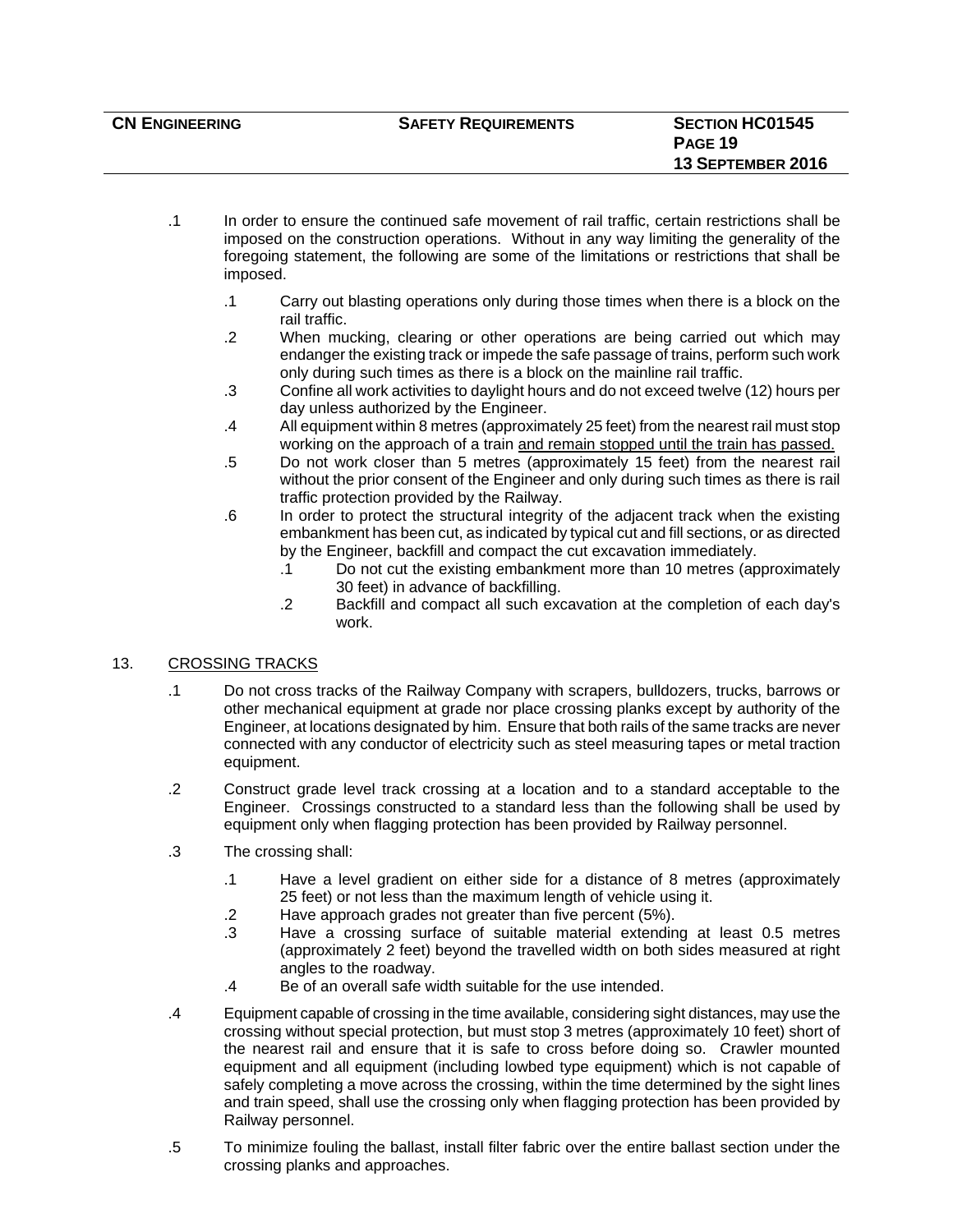.1 In order to ensure the continued safe movement of rail traffic, certain restrictions shall be imposed on the construction operations. Without in any way limiting the generality of the foregoing statement, the following are some of the limitations or restrictions that shall be imposed.

   .1 Carry out blasting operations only during those times when there is a block on the rail traffic.

   .2 When mucking, clearing or other operations are being carried out which may endanger the existing track or impede the safe passage of trains, perform such work only during such times as there is a block on the mainline rail traffic.

   .3 Confine all work activities to daylight hours and do not exceed twelve (12) hours per day unless authorized by the Engineer.

   .4 All equipment within 8 metres (approximately 25 feet) from the nearest rail must stop working on the approach of a train <u>and remain stopped until the train has passed.</u>

   .5 Do not work closer than 5 metres (approximately 15 feet) from the nearest rail without the prior consent of the Engineer and only during such times as there is rail traffic protection provided by the Railway.

   .6 In order to protect the structural integrity of the adjacent track when the existing embankment has been cut, as indicated by typical cut and fill sections, or as directed by the Engineer, backfill and compact the cut excavation immediately.

      .1 Do not cut the existing embankment more than 10 metres (approximately 30 feet) in advance of backfilling.

      .2 Backfill and compact all such excavation at the completion of each day's work.

## 13. <u>CROSSING TRACKS</u>

.1 Do not cross tracks of the Railway Company with scrapers, bulldozers, trucks, barrows or other mechanical equipment at grade nor place crossing planks except by authority of the Engineer, at locations designated by him. Ensure that both rails of the same tracks are never connected with any conductor of electricity such as steel measuring tapes or metal traction equipment.

.2 Construct grade level track crossing at a location and to a standard acceptable to the Engineer. Crossings constructed to a standard less than the following shall be used by equipment only when flagging protection has been provided by Railway personnel.

.3 The crossing shall:

   .1 Have a level gradient on either side for a distance of 8 metres (approximately 25 feet) or not less than the maximum length of vehicle using it.

   .2 Have approach grades not greater than five percent (5%).

   .3 Have a crossing surface of suitable material extending at least 0.5 metres (approximately 2 feet) beyond the travelled width on both sides measured at right angles to the roadway.

   .4 Be of an overall safe width suitable for the use intended.

.4 Equipment capable of crossing in the time available, considering sight distances, may use the crossing without special protection, but must stop 3 metres (approximately 10 feet) short of the nearest rail and ensure that it is safe to cross before doing so. Crawler mounted equipment and all equipment (including lowbed type equipment) which is not capable of safely completing a move across the crossing, within the time determined by the sight lines and train speed, shall use the crossing only when flagging protection has been provided by Railway personnel.

.5 To minimize fouling the ballast, install filter fabric over the entire ballast section under the crossing planks and approaches.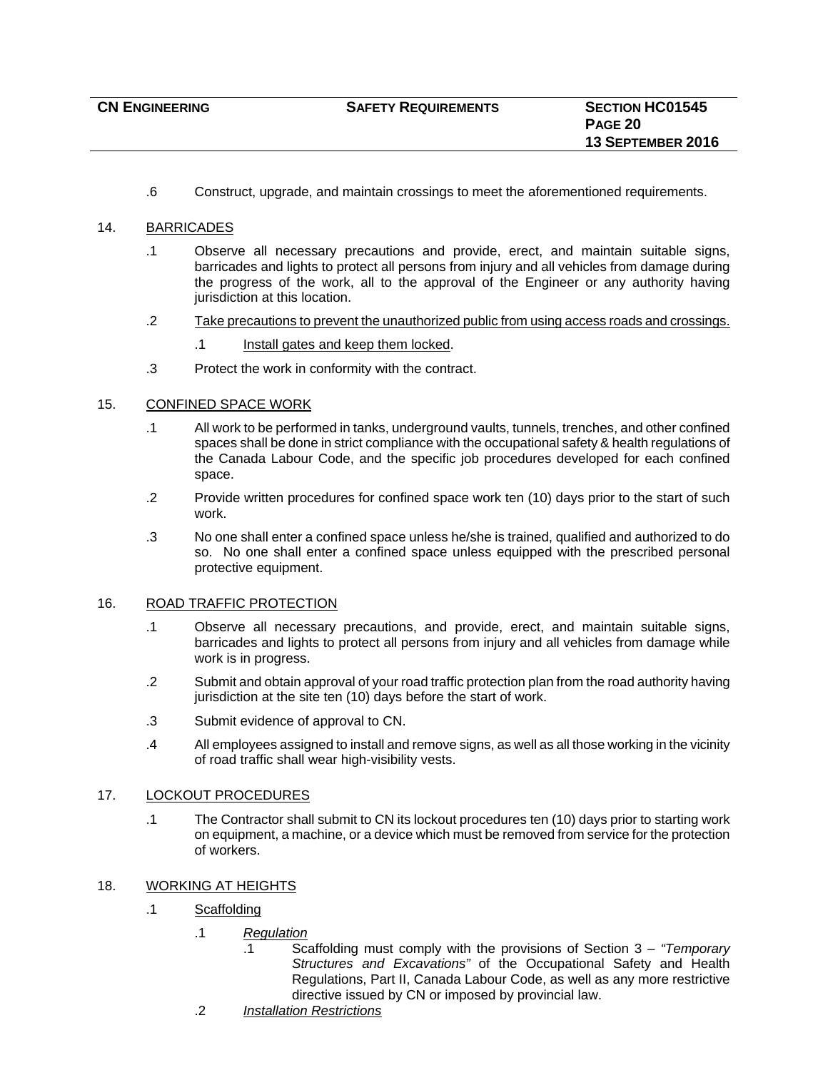.6 Construct, upgrade, and maintain crossings to meet the aforementioned requirements.

14. BARRICADES

.1 Observe all necessary precautions and provide, erect, and maintain suitable signs, barricades and lights to protect all persons from injury and all vehicles from damage during the progress of the work, all to the approval of the Engineer or any authority having jurisdiction at this location.

.2 Take precautions to prevent the unauthorized public from using access roads and crossings.

.1 Install gates and keep them locked.

.3 Protect the work in conformity with the contract.

15. CONFINED SPACE WORK

.1 All work to be performed in tanks, underground vaults, tunnels, trenches, and other confined spaces shall be done in strict compliance with the occupational safety & health regulations of the Canada Labour Code, and the specific job procedures developed for each confined space.

.2 Provide written procedures for confined space work ten (10) days prior to the start of such work.

.3 No one shall enter a confined space unless he/she is trained, qualified and authorized to do so. No one shall enter a confined space unless equipped with the prescribed personal protective equipment.

16. ROAD TRAFFIC PROTECTION

.1 Observe all necessary precautions, and provide, erect, and maintain suitable signs, barricades and lights to protect all persons from injury and all vehicles from damage while work is in progress.

.2 Submit and obtain approval of your road traffic protection plan from the road authority having jurisdiction at the site ten (10) days before the start of work.

.3 Submit evidence of approval to CN.

.4 All employees assigned to install and remove signs, as well as all those working in the vicinity of road traffic shall wear high-visibility vests.

17. LOCKOUT PROCEDURES

.1 The Contractor shall submit to CN its lockout procedures ten (10) days prior to starting work on equipment, a machine, or a device which must be removed from service for the protection of workers.

18. WORKING AT HEIGHTS

.1 Scaffolding

.1 *Regulation*

.1 Scaffolding must comply with the provisions of Section 3 – *"Temporary Structures and Excavations"* of the Occupational Safety and Health Regulations, Part II, Canada Labour Code, as well as any more restrictive directive issued by CN or imposed by provincial law.

.2 *Installation Restrictions*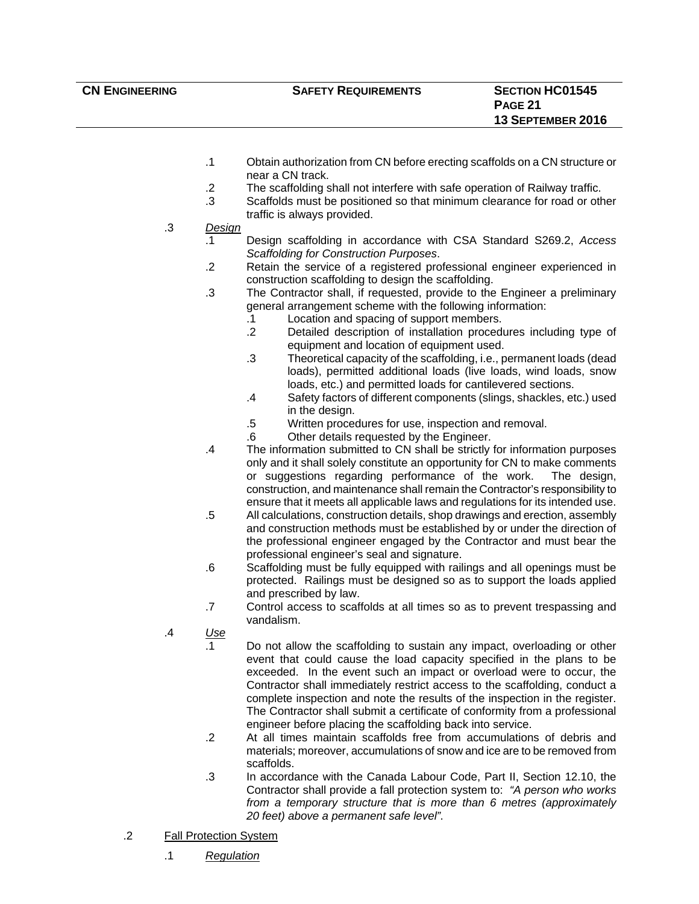.1 Obtain authorization from CN before erecting scaffolds on a CN structure or near a CN track.

.2 The scaffolding shall not interfere with safe operation of Railway traffic.

.3 Scaffolds must be positioned so that minimum clearance for road or other traffic is always provided.

.3 *Design*

.1 Design scaffolding in accordance with CSA Standard S269.2, *Access Scaffolding for Construction Purposes*.

.2 Retain the service of a registered professional engineer experienced in construction scaffolding to design the scaffolding.

.3 The Contractor shall, if requested, provide to the Engineer a preliminary general arrangement scheme with the following information:

.1 Location and spacing of support members.

.2 Detailed description of installation procedures including type of equipment and location of equipment used.

.3 Theoretical capacity of the scaffolding, i.e., permanent loads (dead loads), permitted additional loads (live loads, wind loads, snow loads, etc.) and permitted loads for cantilevered sections.

.4 Safety factors of different components (slings, shackles, etc.) used in the design.

.5 Written procedures for use, inspection and removal.

.6 Other details requested by the Engineer.

.4 The information submitted to CN shall be strictly for information purposes only and it shall solely constitute an opportunity for CN to make comments or suggestions regarding performance of the work. The design, construction, and maintenance shall remain the Contractor's responsibility to ensure that it meets all applicable laws and regulations for its intended use.

.5 All calculations, construction details, shop drawings and erection, assembly and construction methods must be established by or under the direction of the professional engineer engaged by the Contractor and must bear the professional engineer's seal and signature.

.6 Scaffolding must be fully equipped with railings and all openings must be protected. Railings must be designed so as to support the loads applied and prescribed by law.

.7 Control access to scaffolds at all times so as to prevent trespassing and vandalism.

.4 *Use*

.1 Do not allow the scaffolding to sustain any impact, overloading or other event that could cause the load capacity specified in the plans to be exceeded. In the event such an impact or overload were to occur, the Contractor shall immediately restrict access to the scaffolding, conduct a complete inspection and note the results of the inspection in the register. The Contractor shall submit a certificate of conformity from a professional engineer before placing the scaffolding back into service.

.2 At all times maintain scaffolds free from accumulations of debris and materials; moreover, accumulations of snow and ice are to be removed from scaffolds.

.3 In accordance with the Canada Labour Code, Part II, Section 12.10, the Contractor shall provide a fall protection system to: *"A person who works from a temporary structure that is more than 6 metres (approximately 20 feet) above a permanent safe level"*.

.2 Fall Protection System

.1 *Regulation*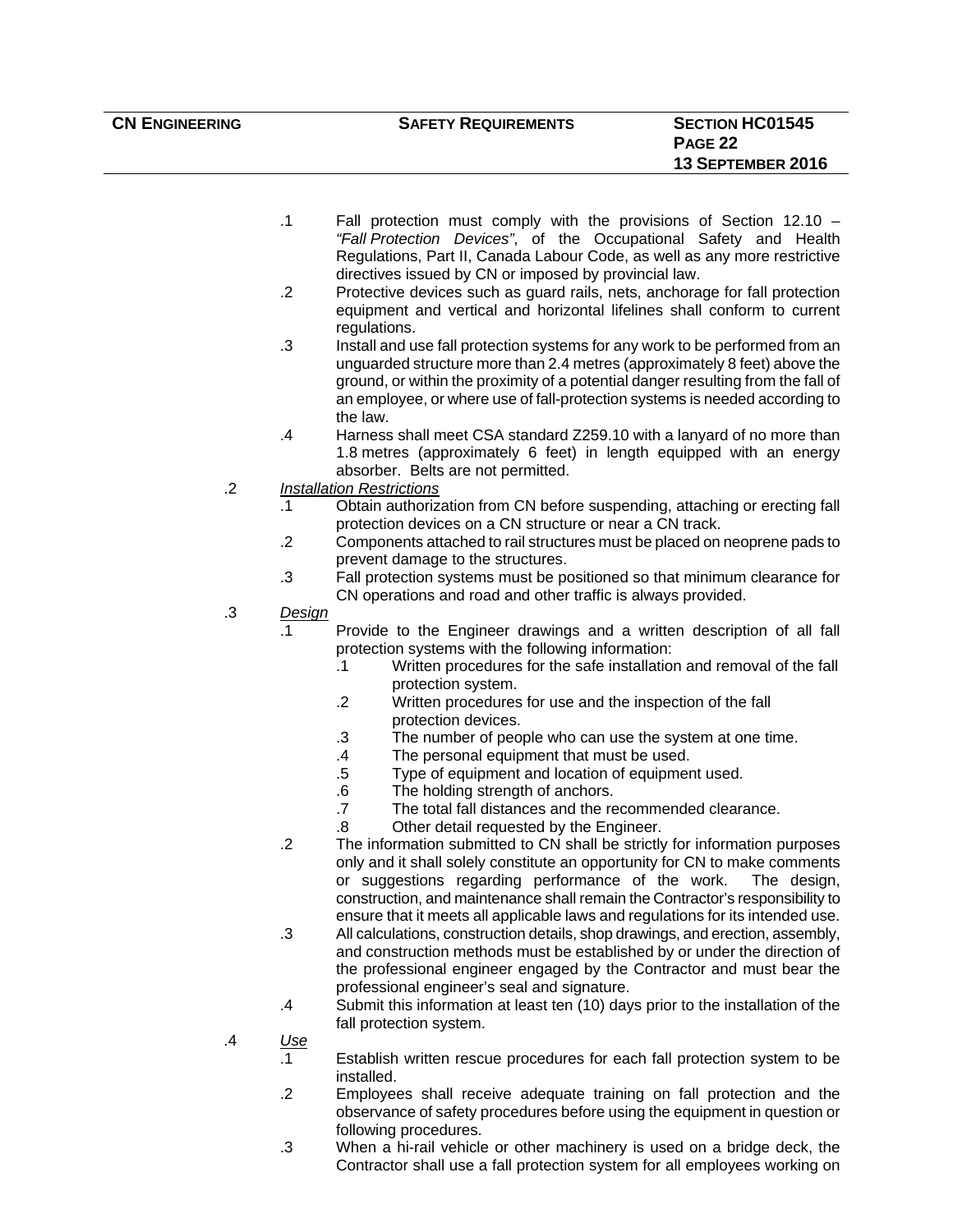- .1 Fall protection must comply with the provisions of Section 12.10 – *"Fall Protection Devices"*, of the Occupational Safety and Health Regulations, Part II, Canada Labour Code, as well as any more restrictive directives issued by CN or imposed by provincial law.
- .2 Protective devices such as guard rails, nets, anchorage for fall protection equipment and vertical and horizontal lifelines shall conform to current regulations.
- .3 Install and use fall protection systems for any work to be performed from an unguarded structure more than 2.4 metres (approximately 8 feet) above the ground, or within the proximity of a potential danger resulting from the fall of an employee, or where use of fall-protection systems is needed according to the law.
- .4 Harness shall meet CSA standard Z259.10 with a lanyard of no more than 1.8 metres (approximately 6 feet) in length equipped with an energy absorber. Belts are not permitted.

.2 *Installation Restrictions*

- .1 Obtain authorization from CN before suspending, attaching or erecting fall protection devices on a CN structure or near a CN track.
- .2 Components attached to rail structures must be placed on neoprene pads to prevent damage to the structures.
- .3 Fall protection systems must be positioned so that minimum clearance for CN operations and road and other traffic is always provided.

.3 *Design*

- .1 Provide to the Engineer drawings and a written description of all fall protection systems with the following information:
  - .1 Written procedures for the safe installation and removal of the fall protection system.
  - .2 Written procedures for use and the inspection of the fall protection devices.
  - .3 The number of people who can use the system at one time.
  - .4 The personal equipment that must be used.
  - .5 Type of equipment and location of equipment used.
  - .6 The holding strength of anchors.
  - .7 The total fall distances and the recommended clearance.
  - .8 Other detail requested by the Engineer.
- .2 The information submitted to CN shall be strictly for information purposes only and it shall solely constitute an opportunity for CN to make comments or suggestions regarding performance of the work. The design, construction, and maintenance shall remain the Contractor's responsibility to ensure that it meets all applicable laws and regulations for its intended use.
- .3 All calculations, construction details, shop drawings, and erection, assembly, and construction methods must be established by or under the direction of the professional engineer engaged by the Contractor and must bear the professional engineer's seal and signature.
- .4 Submit this information at least ten (10) days prior to the installation of the fall protection system.

.4 *Use*

- .1 Establish written rescue procedures for each fall protection system to be installed.
- .2 Employees shall receive adequate training on fall protection and the observance of safety procedures before using the equipment in question or following procedures.
- .3 When a hi-rail vehicle or other machinery is used on a bridge deck, the Contractor shall use a fall protection system for all employees working on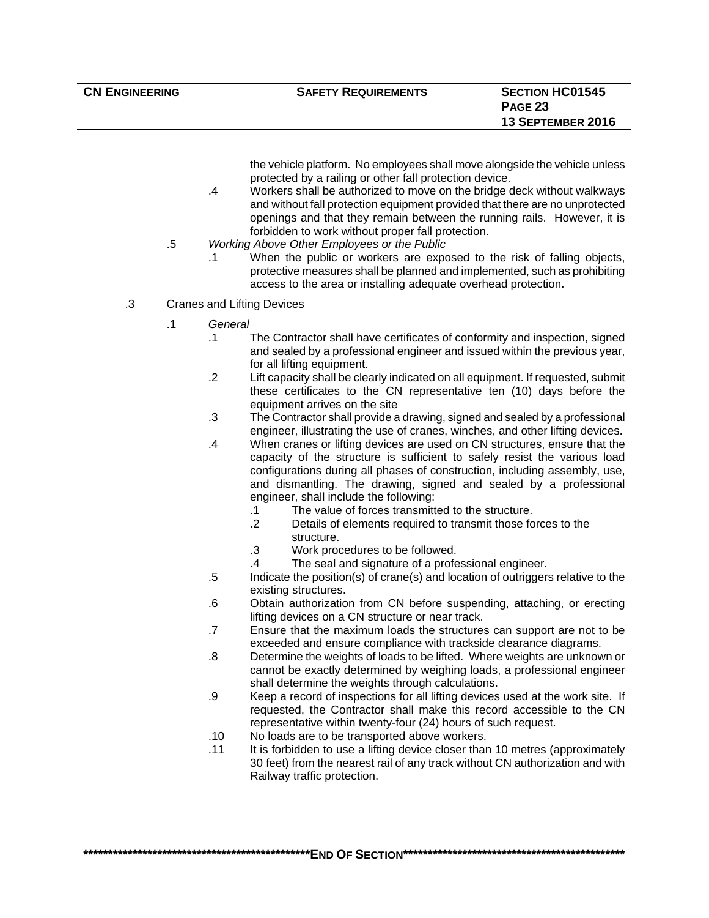the vehicle platform. No employees shall move alongside the vehicle unless protected by a railing or other fall protection device.

.4 Workers shall be authorized to move on the bridge deck without walkways and without fall protection equipment provided that there are no unprotected openings and that they remain between the running rails. However, it is forbidden to work without proper fall protection.

.5 *Working Above Other Employees or the Public*

.1 When the public or workers are exposed to the risk of falling objects, protective measures shall be planned and implemented, such as prohibiting access to the area or installing adequate overhead protection.

.3 Cranes and Lifting Devices

.1 *General*

.1 The Contractor shall have certificates of conformity and inspection, signed and sealed by a professional engineer and issued within the previous year, for all lifting equipment.

.2 Lift capacity shall be clearly indicated on all equipment. If requested, submit these certificates to the CN representative ten (10) days before the equipment arrives on the site

.3 The Contractor shall provide a drawing, signed and sealed by a professional engineer, illustrating the use of cranes, winches, and other lifting devices.

.4 When cranes or lifting devices are used on CN structures, ensure that the capacity of the structure is sufficient to safely resist the various load configurations during all phases of construction, including assembly, use, and dismantling. The drawing, signed and sealed by a professional engineer, shall include the following:

.1 The value of forces transmitted to the structure.

.2 Details of elements required to transmit those forces to the structure.

.3 Work procedures to be followed.

.4 The seal and signature of a professional engineer.

.5 Indicate the position(s) of crane(s) and location of outriggers relative to the existing structures.

.6 Obtain authorization from CN before suspending, attaching, or erecting lifting devices on a CN structure or near track.

.7 Ensure that the maximum loads the structures can support are not to be exceeded and ensure compliance with trackside clearance diagrams.

.8 Determine the weights of loads to be lifted. Where weights are unknown or cannot be exactly determined by weighing loads, a professional engineer shall determine the weights through calculations.

.9 Keep a record of inspections for all lifting devices used at the work site. If requested, the Contractor shall make this record accessible to the CN representative within twenty-four (24) hours of such request.

.10 No loads are to be transported above workers.

.11 It is forbidden to use a lifting device closer than 10 metres (approximately 30 feet) from the nearest rail of any track without CN authorization and with Railway traffic protection.

**************************************************END OF SECTION**************************************************